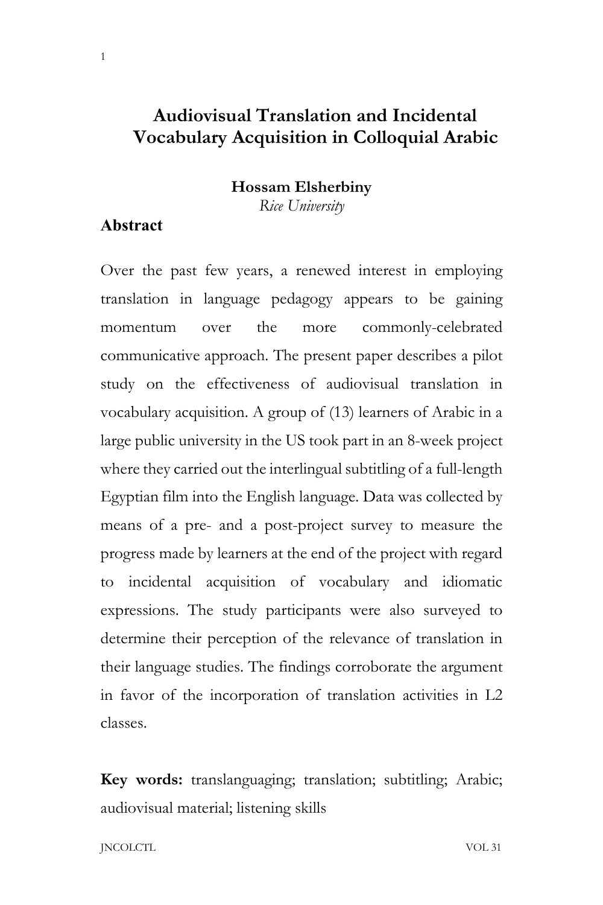# Audiovisual Translation and Incidental Vocabulary Acquisition in Colloquial Arabic

**Hossam Elsherbiny**
*Rice University*

## Abstract

Over the past few years, a renewed interest in employing translation in language pedagogy appears to be gaining momentum over the more commonly-celebrated communicative approach. The present paper describes a pilot study on the effectiveness of audiovisual translation in vocabulary acquisition. A group of (13) learners of Arabic in a large public university in the US took part in an 8-week project where they carried out the interlingual subtitling of a full-length Egyptian film into the English language. Data was collected by means of a pre- and a post-project survey to measure the progress made by learners at the end of the project with regard to incidental acquisition of vocabulary and idiomatic expressions. The study participants were also surveyed to determine their perception of the relevance of translation in their language studies. The findings corroborate the argument in favor of the incorporation of translation activities in L2 classes.

**Key words:** translanguaging; translation; subtitling; Arabic; audiovisual material; listening skills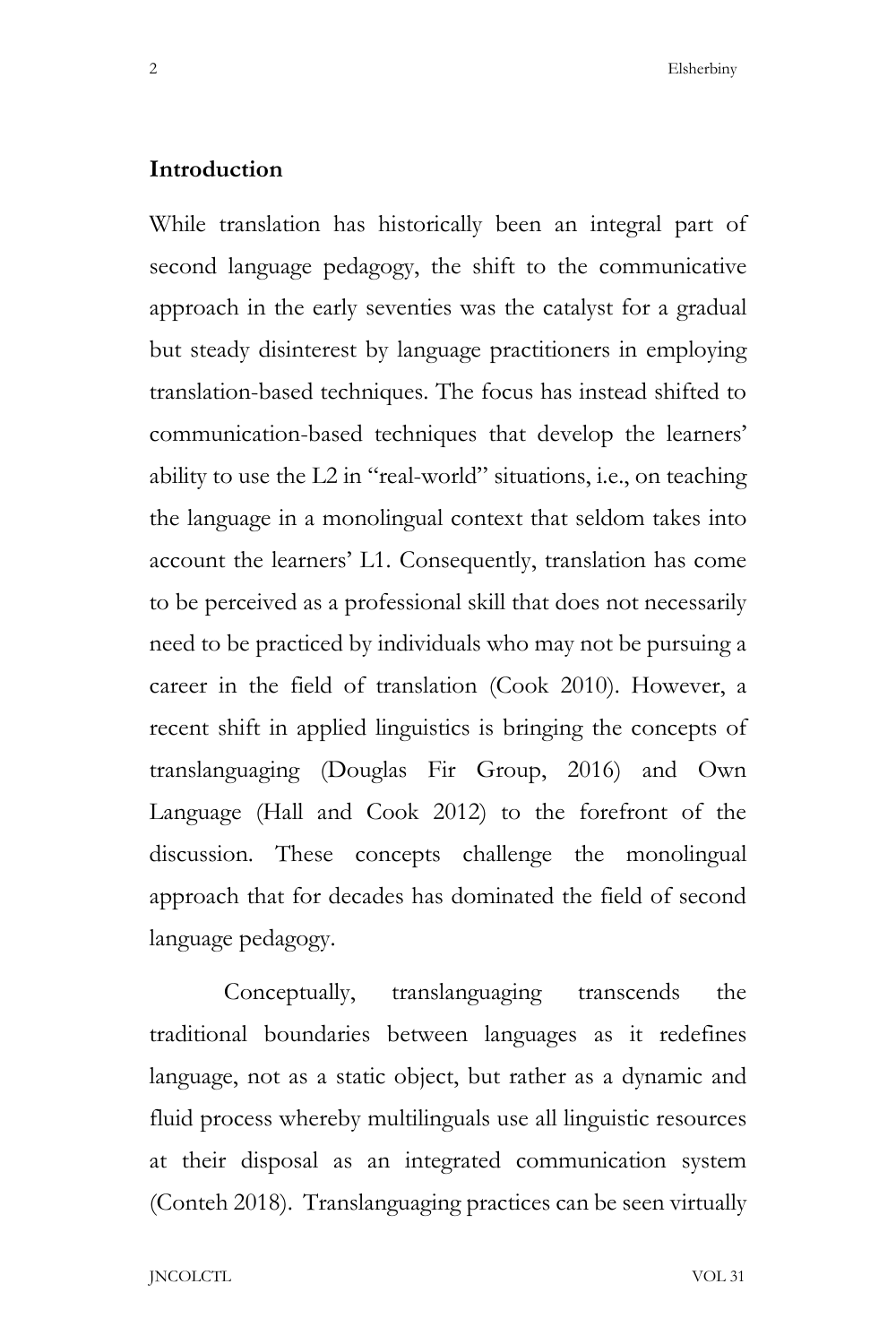## Introduction

While translation has historically been an integral part of second language pedagogy, the shift to the communicative approach in the early seventies was the catalyst for a gradual but steady disinterest by language practitioners in employing translation-based techniques. The focus has instead shifted to communication-based techniques that develop the learners' ability to use the L2 in "real-world" situations, i.e., on teaching the language in a monolingual context that seldom takes into account the learners' L1. Consequently, translation has come to be perceived as a professional skill that does not necessarily need to be practiced by individuals who may not be pursuing a career in the field of translation (Cook 2010). However, a recent shift in applied linguistics is bringing the concepts of translanguaging (Douglas Fir Group, 2016) and Own Language (Hall and Cook 2012) to the forefront of the discussion. These concepts challenge the monolingual approach that for decades has dominated the field of second language pedagogy.

Conceptually, translanguaging transcends the traditional boundaries between languages as it redefines language, not as a static object, but rather as a dynamic and fluid process whereby multilinguals use all linguistic resources at their disposal as an integrated communication system (Conteh 2018). Translanguaging practices can be seen virtually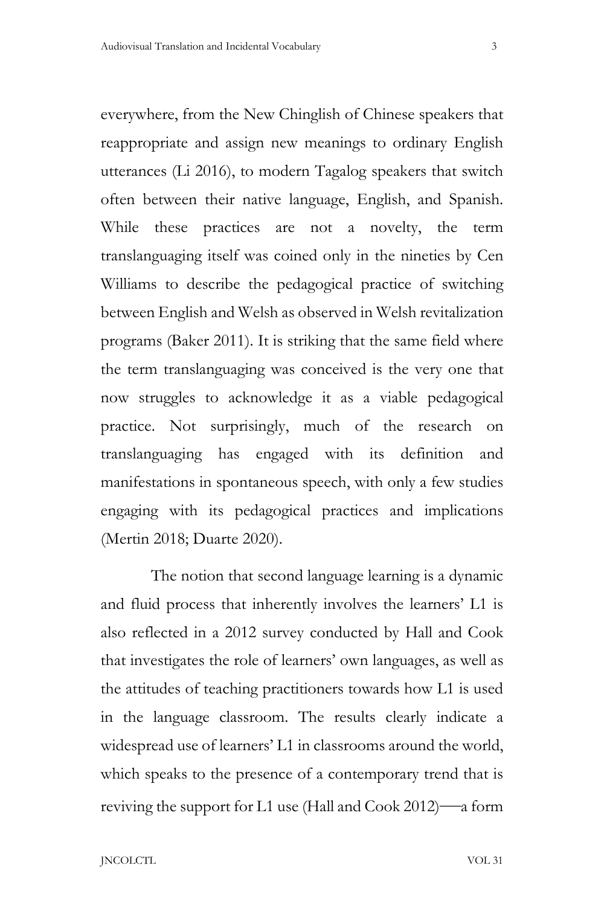everywhere, from the New Chinglish of Chinese speakers that reappropriate and assign new meanings to ordinary English utterances (Li 2016), to modern Tagalog speakers that switch often between their native language, English, and Spanish. While these practices are not a novelty, the term translanguaging itself was coined only in the nineties by Cen Williams to describe the pedagogical practice of switching between English and Welsh as observed in Welsh revitalization programs (Baker 2011). It is striking that the same field where the term translanguaging was conceived is the very one that now struggles to acknowledge it as a viable pedagogical practice. Not surprisingly, much of the research on translanguaging has engaged with its definition and manifestations in spontaneous speech, with only a few studies engaging with its pedagogical practices and implications (Mertin 2018; Duarte 2020).

The notion that second language learning is a dynamic and fluid process that inherently involves the learners' L1 is also reflected in a 2012 survey conducted by Hall and Cook that investigates the role of learners' own languages, as well as the attitudes of teaching practitioners towards how L1 is used in the language classroom. The results clearly indicate a widespread use of learners' L1 in classrooms around the world, which speaks to the presence of a contemporary trend that is reviving the support for L1 use (Hall and Cook 2012)—a form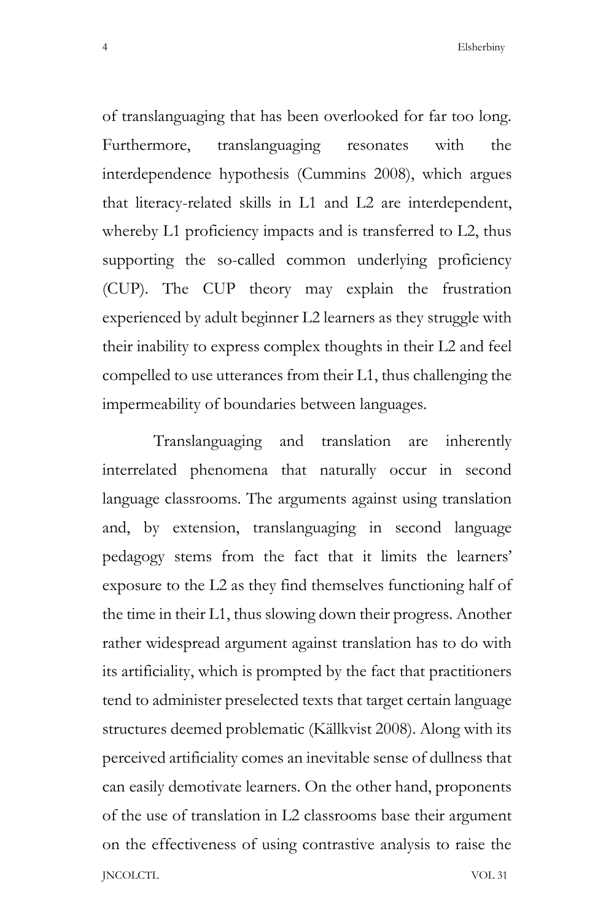of translanguaging that has been overlooked for far too long. Furthermore, translanguaging resonates with the interdependence hypothesis (Cummins 2008), which argues that literacy-related skills in L1 and L2 are interdependent, whereby L1 proficiency impacts and is transferred to L2, thus supporting the so-called common underlying proficiency (CUP). The CUP theory may explain the frustration experienced by adult beginner L2 learners as they struggle with their inability to express complex thoughts in their L2 and feel compelled to use utterances from their L1, thus challenging the impermeability of boundaries between languages.

Translanguaging and translation are inherently interrelated phenomena that naturally occur in second language classrooms. The arguments against using translation and, by extension, translanguaging in second language pedagogy stems from the fact that it limits the learners' exposure to the L2 as they find themselves functioning half of the time in their L1, thus slowing down their progress. Another rather widespread argument against translation has to do with its artificiality, which is prompted by the fact that practitioners tend to administer preselected texts that target certain language structures deemed problematic (Källkvist 2008). Along with its perceived artificiality comes an inevitable sense of dullness that can easily demotivate learners. On the other hand, proponents of the use of translation in L2 classrooms base their argument on the effectiveness of using contrastive analysis to raise the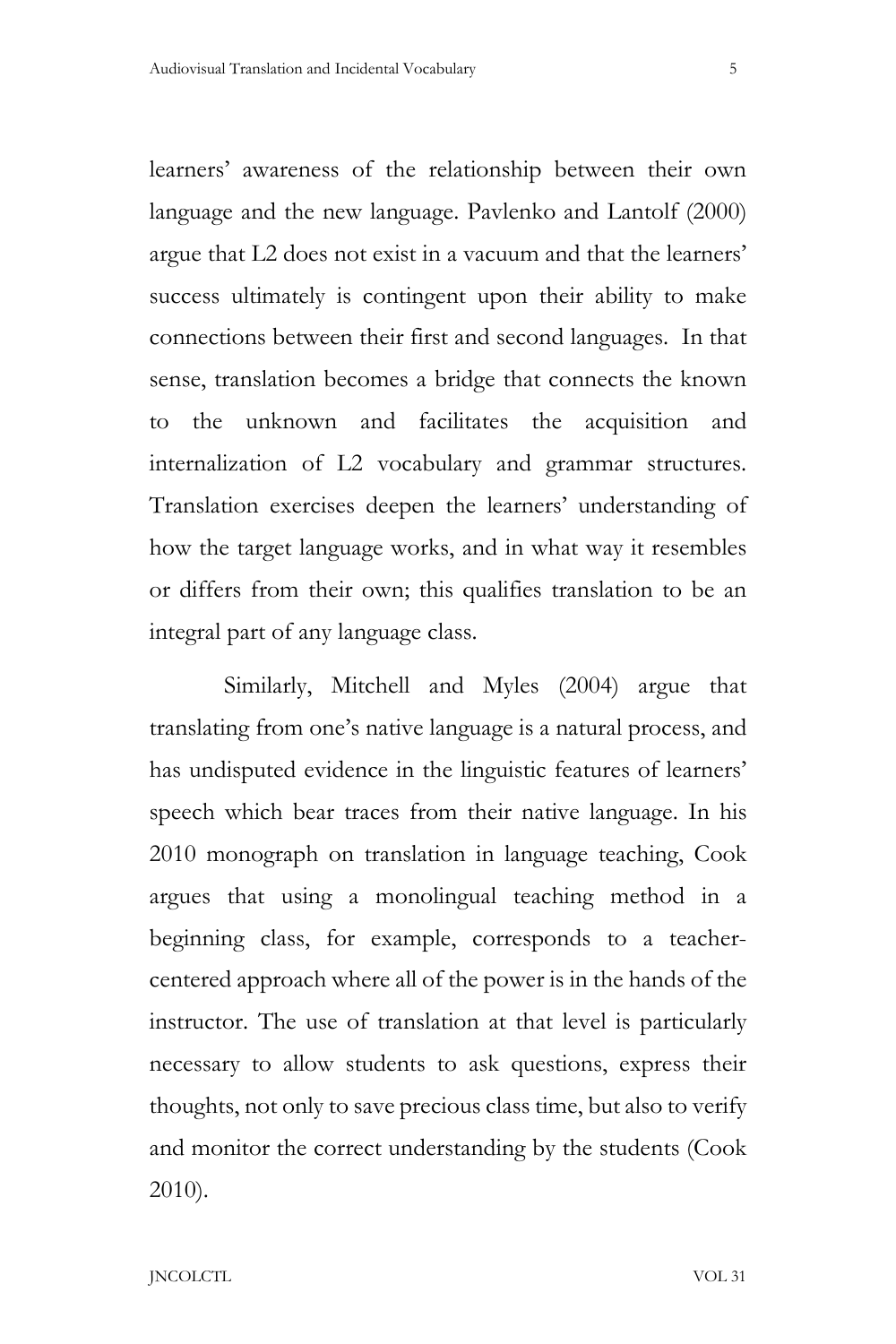learners' awareness of the relationship between their own language and the new language. Pavlenko and Lantolf (2000) argue that L2 does not exist in a vacuum and that the learners' success ultimately is contingent upon their ability to make connections between their first and second languages. In that sense, translation becomes a bridge that connects the known to the unknown and facilitates the acquisition and internalization of L2 vocabulary and grammar structures. Translation exercises deepen the learners' understanding of how the target language works, and in what way it resembles or differs from their own; this qualifies translation to be an integral part of any language class.

Similarly, Mitchell and Myles (2004) argue that translating from one's native language is a natural process, and has undisputed evidence in the linguistic features of learners' speech which bear traces from their native language. In his 2010 monograph on translation in language teaching, Cook argues that using a monolingual teaching method in a beginning class, for example, corresponds to a teacher-centered approach where all of the power is in the hands of the instructor. The use of translation at that level is particularly necessary to allow students to ask questions, express their thoughts, not only to save precious class time, but also to verify and monitor the correct understanding by the students (Cook 2010).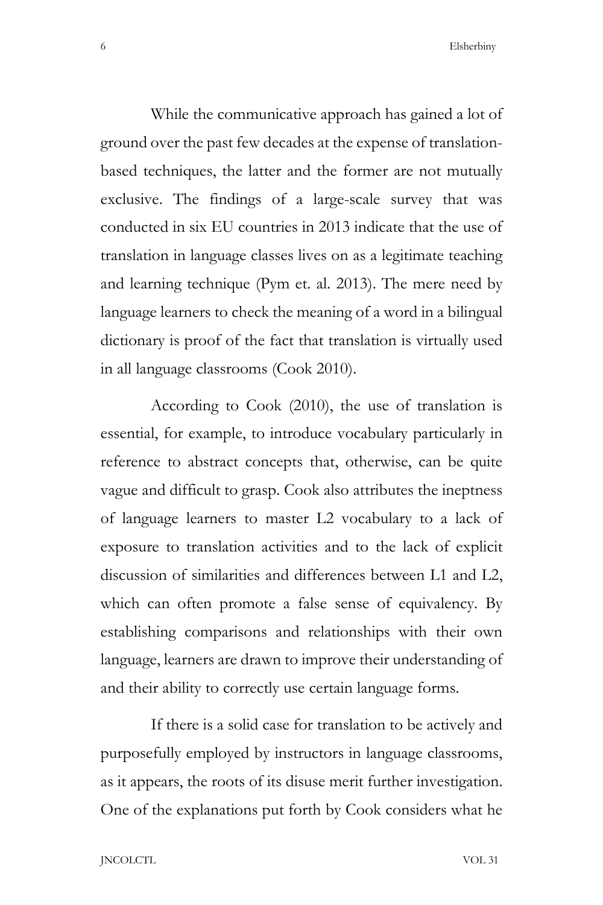While the communicative approach has gained a lot of ground over the past few decades at the expense of translation-based techniques, the latter and the former are not mutually exclusive. The findings of a large-scale survey that was conducted in six EU countries in 2013 indicate that the use of translation in language classes lives on as a legitimate teaching and learning technique (Pym et. al. 2013). The mere need by language learners to check the meaning of a word in a bilingual dictionary is proof of the fact that translation is virtually used in all language classrooms (Cook 2010).

According to Cook (2010), the use of translation is essential, for example, to introduce vocabulary particularly in reference to abstract concepts that, otherwise, can be quite vague and difficult to grasp. Cook also attributes the ineptness of language learners to master L2 vocabulary to a lack of exposure to translation activities and to the lack of explicit discussion of similarities and differences between L1 and L2, which can often promote a false sense of equivalency. By establishing comparisons and relationships with their own language, learners are drawn to improve their understanding of and their ability to correctly use certain language forms.

If there is a solid case for translation to be actively and purposefully employed by instructors in language classrooms, as it appears, the roots of its disuse merit further investigation. One of the explanations put forth by Cook considers what he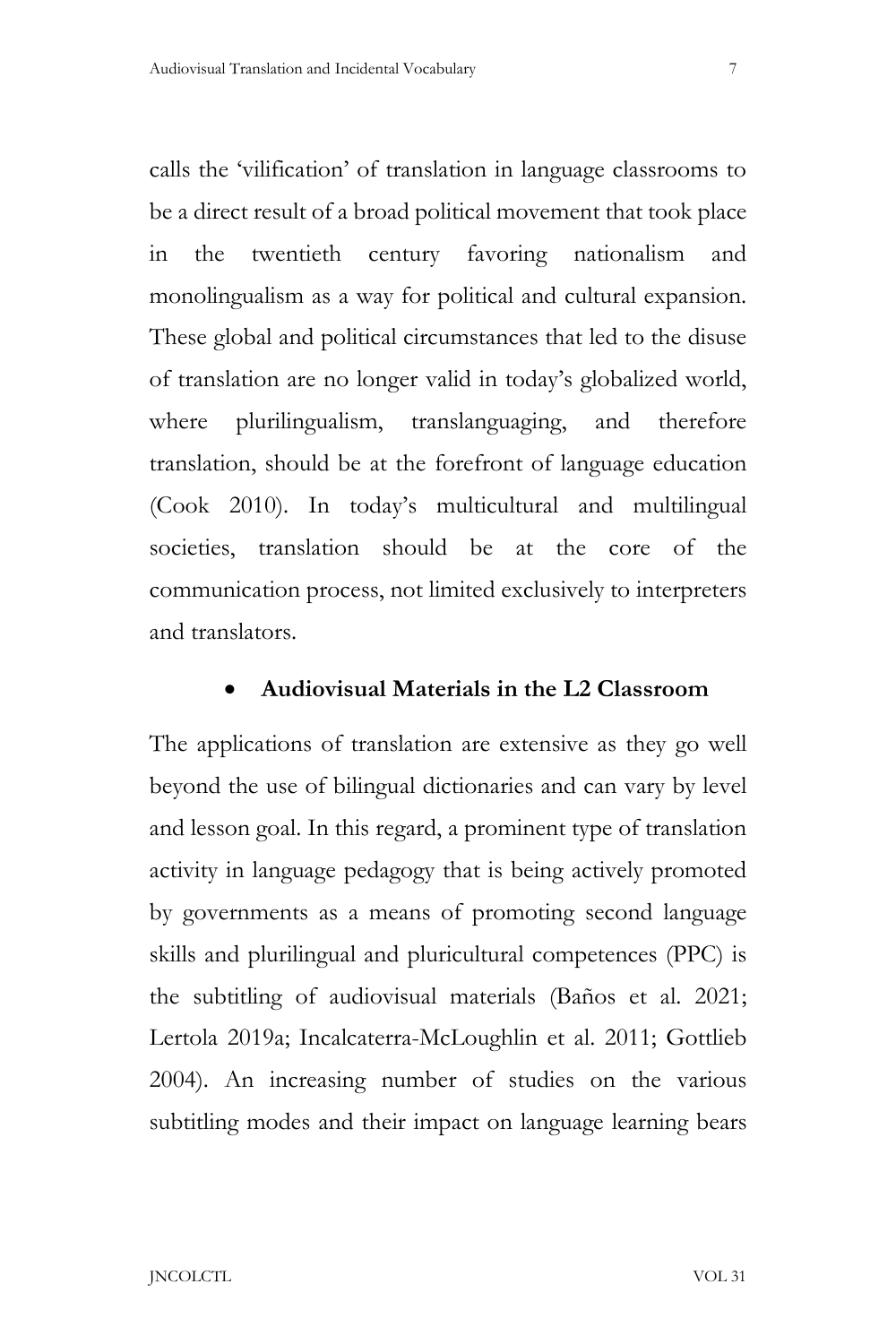calls the 'vilification' of translation in language classrooms to be a direct result of a broad political movement that took place in the twentieth century favoring nationalism and monolingualism as a way for political and cultural expansion. These global and political circumstances that led to the disuse of translation are no longer valid in today's globalized world, where plurilingualism, translanguaging, and therefore translation, should be at the forefront of language education (Cook 2010). In today's multicultural and multilingual societies, translation should be at the core of the communication process, not limited exclusively to interpreters and translators.

- **Audiovisual Materials in the L2 Classroom**

The applications of translation are extensive as they go well beyond the use of bilingual dictionaries and can vary by level and lesson goal. In this regard, a prominent type of translation activity in language pedagogy that is being actively promoted by governments as a means of promoting second language skills and plurilingual and pluricultural competences (PPC) is the subtitling of audiovisual materials (Baños et al. 2021; Lertola 2019a; Incalcaterra-McLoughlin et al. 2011; Gottlieb 2004). An increasing number of studies on the various subtitling modes and their impact on language learning bears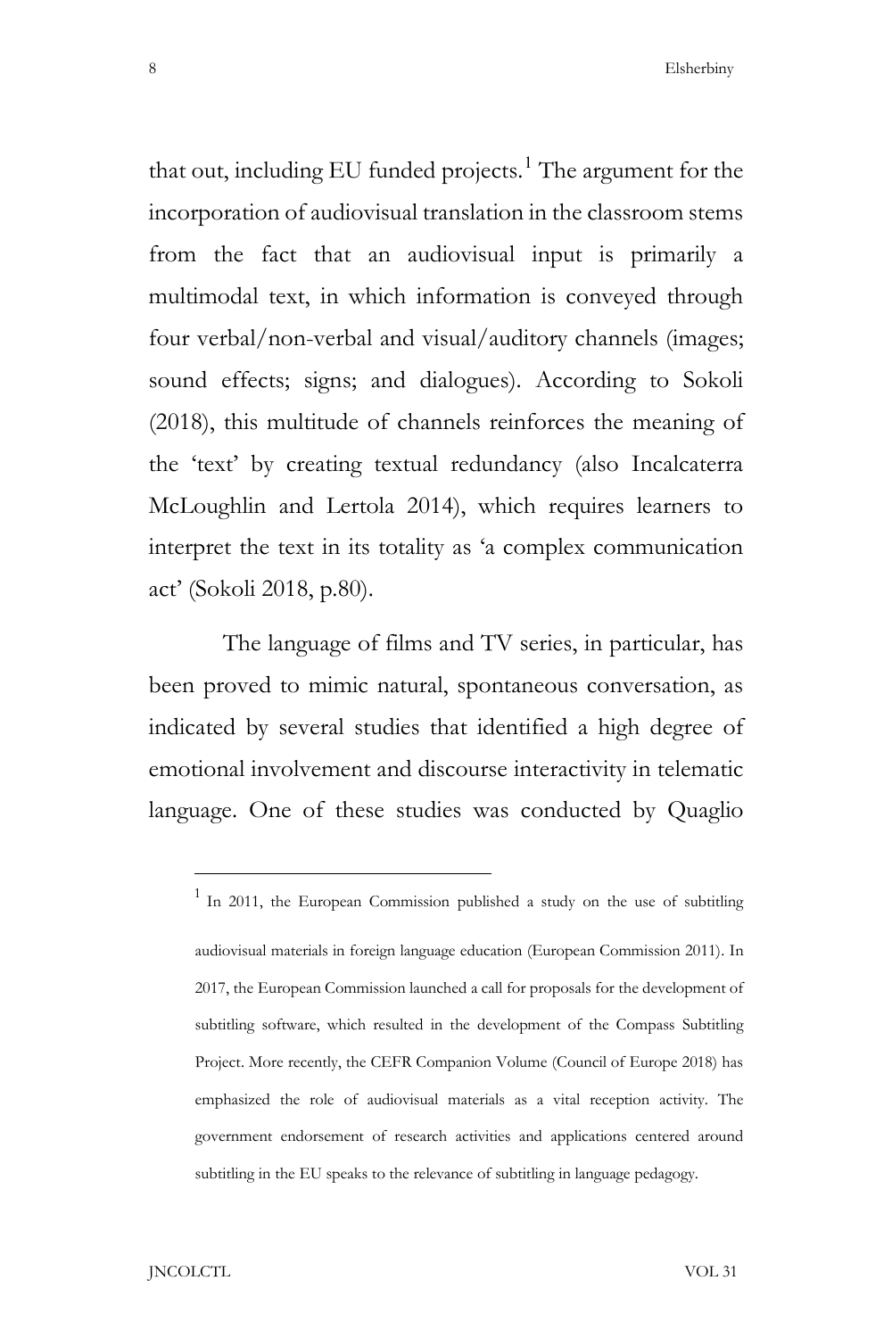that out, including EU funded projects.[1] The argument for the incorporation of audiovisual translation in the classroom stems from the fact that an audiovisual input is primarily a multimodal text, in which information is conveyed through four verbal/non-verbal and visual/auditory channels (images; sound effects; signs; and dialogues). According to Sokoli (2018), this multitude of channels reinforces the meaning of the 'text' by creating textual redundancy (also Incalcaterra McLoughlin and Lertola 2014), which requires learners to interpret the text in its totality as 'a complex communication act' (Sokoli 2018, p.80).

The language of films and TV series, in particular, has been proved to mimic natural, spontaneous conversation, as indicated by several studies that identified a high degree of emotional involvement and discourse interactivity in telematic language. One of these studies was conducted by Quaglio

---

[1] In 2011, the European Commission published a study on the use of subtitling audiovisual materials in foreign language education (European Commission 2011). In 2017, the European Commission launched a call for proposals for the development of subtitling software, which resulted in the development of the Compass Subtitling Project. More recently, the CEFR Companion Volume (Council of Europe 2018) has emphasized the role of audiovisual materials as a vital reception activity. The government endorsement of research activities and applications centered around subtitling in the EU speaks to the relevance of subtitling in language pedagogy.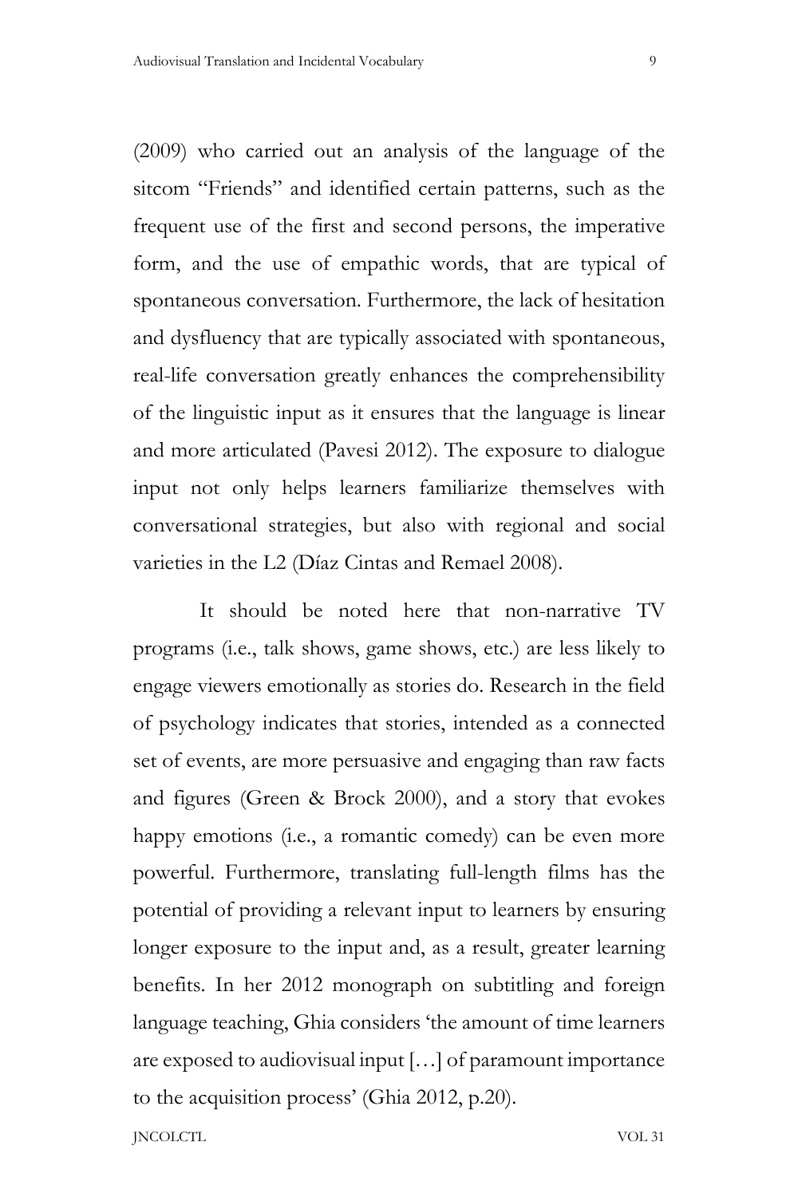(2009) who carried out an analysis of the language of the sitcom "Friends" and identified certain patterns, such as the frequent use of the first and second persons, the imperative form, and the use of empathic words, that are typical of spontaneous conversation. Furthermore, the lack of hesitation and dysfluency that are typically associated with spontaneous, real-life conversation greatly enhances the comprehensibility of the linguistic input as it ensures that the language is linear and more articulated (Pavesi 2012). The exposure to dialogue input not only helps learners familiarize themselves with conversational strategies, but also with regional and social varieties in the L2 (Díaz Cintas and Remael 2008).

It should be noted here that non-narrative TV programs (i.e., talk shows, game shows, etc.) are less likely to engage viewers emotionally as stories do. Research in the field of psychology indicates that stories, intended as a connected set of events, are more persuasive and engaging than raw facts and figures (Green & Brock 2000), and a story that evokes happy emotions (i.e., a romantic comedy) can be even more powerful. Furthermore, translating full-length films has the potential of providing a relevant input to learners by ensuring longer exposure to the input and, as a result, greater learning benefits. In her 2012 monograph on subtitling and foreign language teaching, Ghia considers 'the amount of time learners are exposed to audiovisual input […] of paramount importance to the acquisition process' (Ghia 2012, p.20).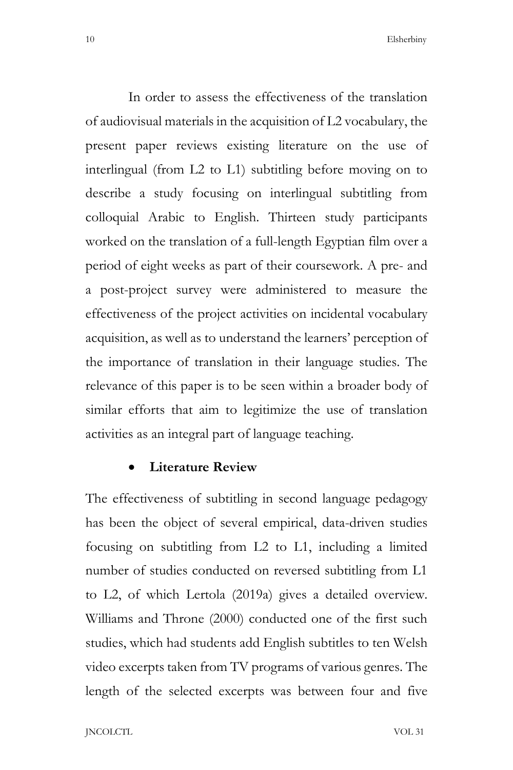In order to assess the effectiveness of the translation of audiovisual materials in the acquisition of L2 vocabulary, the present paper reviews existing literature on the use of interlingual (from L2 to L1) subtitling before moving on to describe a study focusing on interlingual subtitling from colloquial Arabic to English. Thirteen study participants worked on the translation of a full-length Egyptian film over a period of eight weeks as part of their coursework. A pre- and a post-project survey were administered to measure the effectiveness of the project activities on incidental vocabulary acquisition, as well as to understand the learners' perception of the importance of translation in their language studies. The relevance of this paper is to be seen within a broader body of similar efforts that aim to legitimize the use of translation activities as an integral part of language teaching.

- **Literature Review**

The effectiveness of subtitling in second language pedagogy has been the object of several empirical, data-driven studies focusing on subtitling from L2 to L1, including a limited number of studies conducted on reversed subtitling from L1 to L2, of which Lertola (2019a) gives a detailed overview. Williams and Throne (2000) conducted one of the first such studies, which had students add English subtitles to ten Welsh video excerpts taken from TV programs of various genres. The length of the selected excerpts was between four and five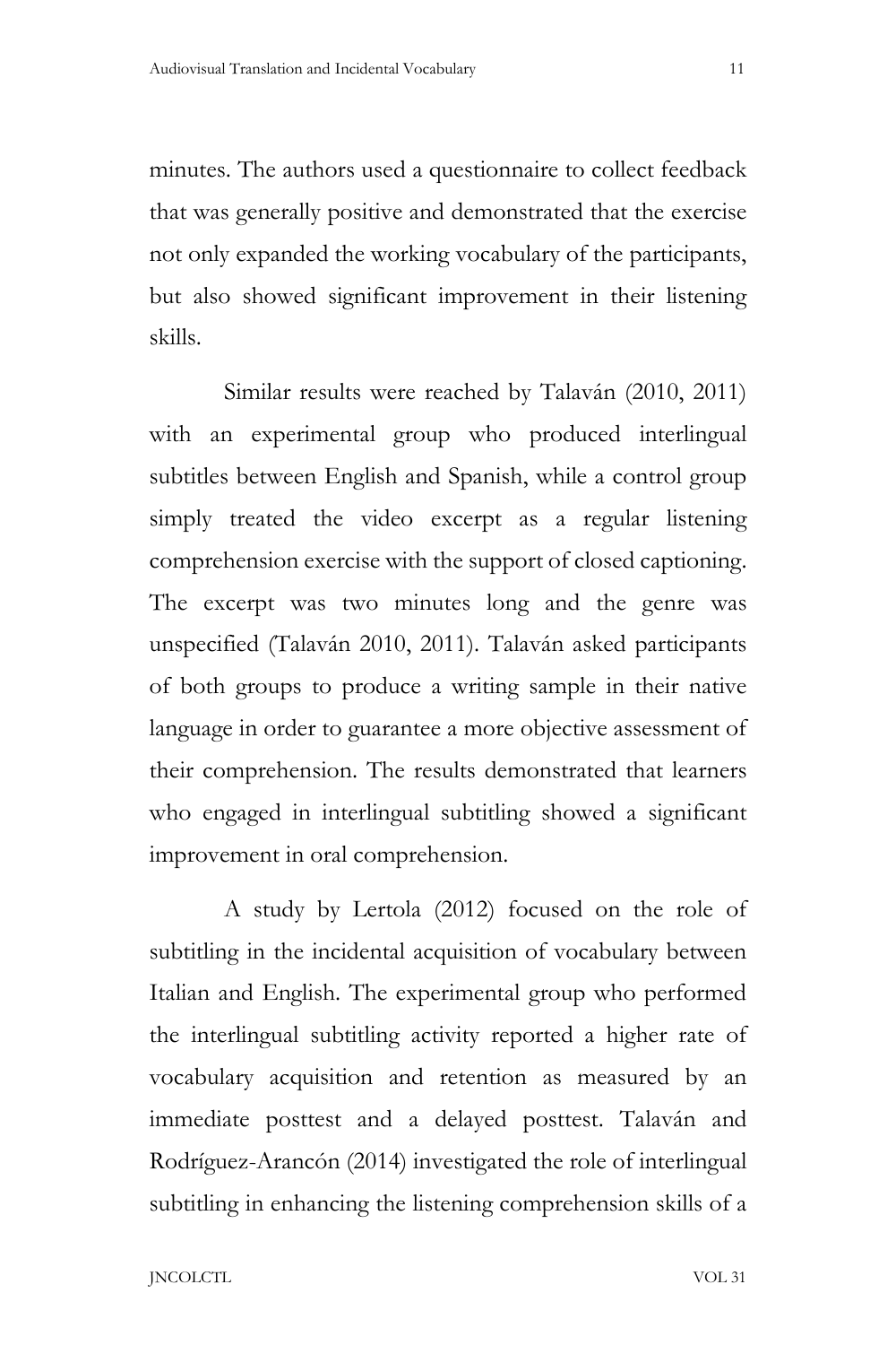minutes. The authors used a questionnaire to collect feedback that was generally positive and demonstrated that the exercise not only expanded the working vocabulary of the participants, but also showed significant improvement in their listening skills.

Similar results were reached by Talaván (2010, 2011) with an experimental group who produced interlingual subtitles between English and Spanish, while a control group simply treated the video excerpt as a regular listening comprehension exercise with the support of closed captioning. The excerpt was two minutes long and the genre was unspecified (Talaván 2010, 2011). Talaván asked participants of both groups to produce a writing sample in their native language in order to guarantee a more objective assessment of their comprehension. The results demonstrated that learners who engaged in interlingual subtitling showed a significant improvement in oral comprehension.

A study by Lertola (2012) focused on the role of subtitling in the incidental acquisition of vocabulary between Italian and English. The experimental group who performed the interlingual subtitling activity reported a higher rate of vocabulary acquisition and retention as measured by an immediate posttest and a delayed posttest. Talaván and Rodríguez-Arancón (2014) investigated the role of interlingual subtitling in enhancing the listening comprehension skills of a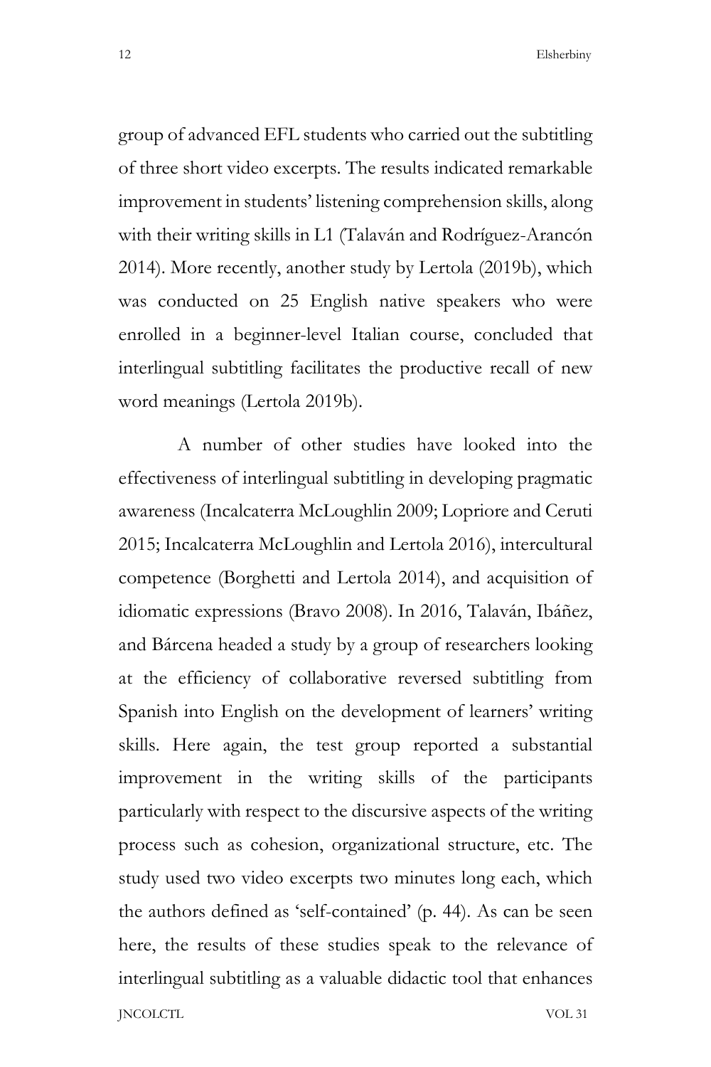group of advanced EFL students who carried out the subtitling of three short video excerpts. The results indicated remarkable improvement in students' listening comprehension skills, along with their writing skills in L1 (Talaván and Rodríguez-Arancón 2014). More recently, another study by Lertola (2019b), which was conducted on 25 English native speakers who were enrolled in a beginner-level Italian course, concluded that interlingual subtitling facilitates the productive recall of new word meanings (Lertola 2019b).

A number of other studies have looked into the effectiveness of interlingual subtitling in developing pragmatic awareness (Incalcaterra McLoughlin 2009; Lopriore and Ceruti 2015; Incalcaterra McLoughlin and Lertola 2016), intercultural competence (Borghetti and Lertola 2014), and acquisition of idiomatic expressions (Bravo 2008). In 2016, Talaván, Ibáñez, and Bárcena headed a study by a group of researchers looking at the efficiency of collaborative reversed subtitling from Spanish into English on the development of learners' writing skills. Here again, the test group reported a substantial improvement in the writing skills of the participants particularly with respect to the discursive aspects of the writing process such as cohesion, organizational structure, etc. The study used two video excerpts two minutes long each, which the authors defined as 'self-contained' (p. 44). As can be seen here, the results of these studies speak to the relevance of interlingual subtitling as a valuable didactic tool that enhances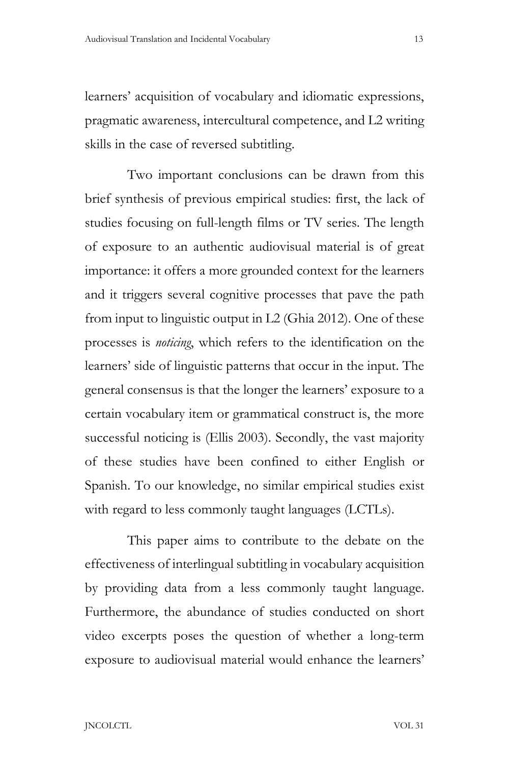learners' acquisition of vocabulary and idiomatic expressions, pragmatic awareness, intercultural competence, and L2 writing skills in the case of reversed subtitling.

Two important conclusions can be drawn from this brief synthesis of previous empirical studies: first, the lack of studies focusing on full-length films or TV series. The length of exposure to an authentic audiovisual material is of great importance: it offers a more grounded context for the learners and it triggers several cognitive processes that pave the path from input to linguistic output in L2 (Ghia 2012). One of these processes is *noticing*, which refers to the identification on the learners' side of linguistic patterns that occur in the input. The general consensus is that the longer the learners' exposure to a certain vocabulary item or grammatical construct is, the more successful noticing is (Ellis 2003). Secondly, the vast majority of these studies have been confined to either English or Spanish. To our knowledge, no similar empirical studies exist with regard to less commonly taught languages (LCTLs).

This paper aims to contribute to the debate on the effectiveness of interlingual subtitling in vocabulary acquisition by providing data from a less commonly taught language. Furthermore, the abundance of studies conducted on short video excerpts poses the question of whether a long-term exposure to audiovisual material would enhance the learners'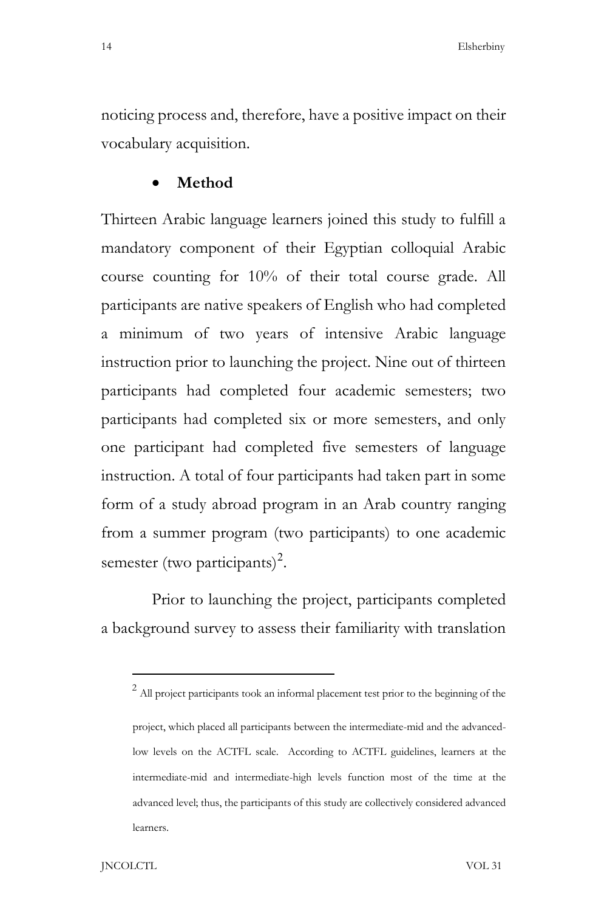noticing process and, therefore, have a positive impact on their vocabulary acquisition.

- **Method**

Thirteen Arabic language learners joined this study to fulfill a mandatory component of their Egyptian colloquial Arabic course counting for 10% of their total course grade. All participants are native speakers of English who had completed a minimum of two years of intensive Arabic language instruction prior to launching the project. Nine out of thirteen participants had completed four academic semesters; two participants had completed six or more semesters, and only one participant had completed five semesters of language instruction. A total of four participants had taken part in some form of a study abroad program in an Arab country ranging from a summer program (two participants) to one academic semester (two participants)[2].

Prior to launching the project, participants completed a background survey to assess their familiarity with translation

---

[2] All project participants took an informal placement test prior to the beginning of the project, which placed all participants between the intermediate-mid and the advanced-low levels on the ACTFL scale. According to ACTFL guidelines, learners at the intermediate-mid and intermediate-high levels function most of the time at the advanced level; thus, the participants of this study are collectively considered advanced learners.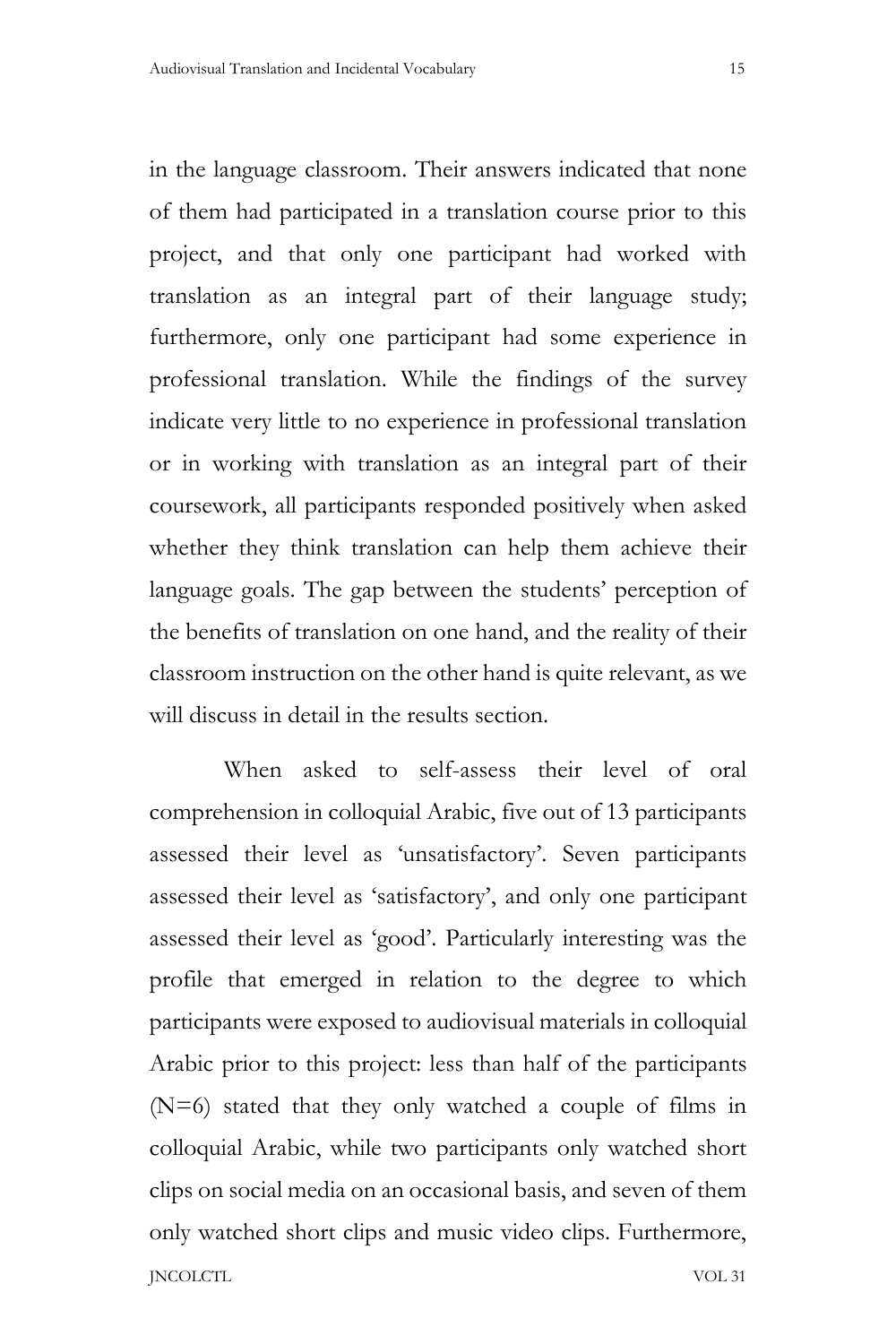in the language classroom. Their answers indicated that none of them had participated in a translation course prior to this project, and that only one participant had worked with translation as an integral part of their language study; furthermore, only one participant had some experience in professional translation. While the findings of the survey indicate very little to no experience in professional translation or in working with translation as an integral part of their coursework, all participants responded positively when asked whether they think translation can help them achieve their language goals. The gap between the students' perception of the benefits of translation on one hand, and the reality of their classroom instruction on the other hand is quite relevant, as we will discuss in detail in the results section.

When asked to self-assess their level of oral comprehension in colloquial Arabic, five out of 13 participants assessed their level as 'unsatisfactory'. Seven participants assessed their level as 'satisfactory', and only one participant assessed their level as 'good'. Particularly interesting was the profile that emerged in relation to the degree to which participants were exposed to audiovisual materials in colloquial Arabic prior to this project: less than half of the participants (N=6) stated that they only watched a couple of films in colloquial Arabic, while two participants only watched short clips on social media on an occasional basis, and seven of them only watched short clips and music video clips. Furthermore,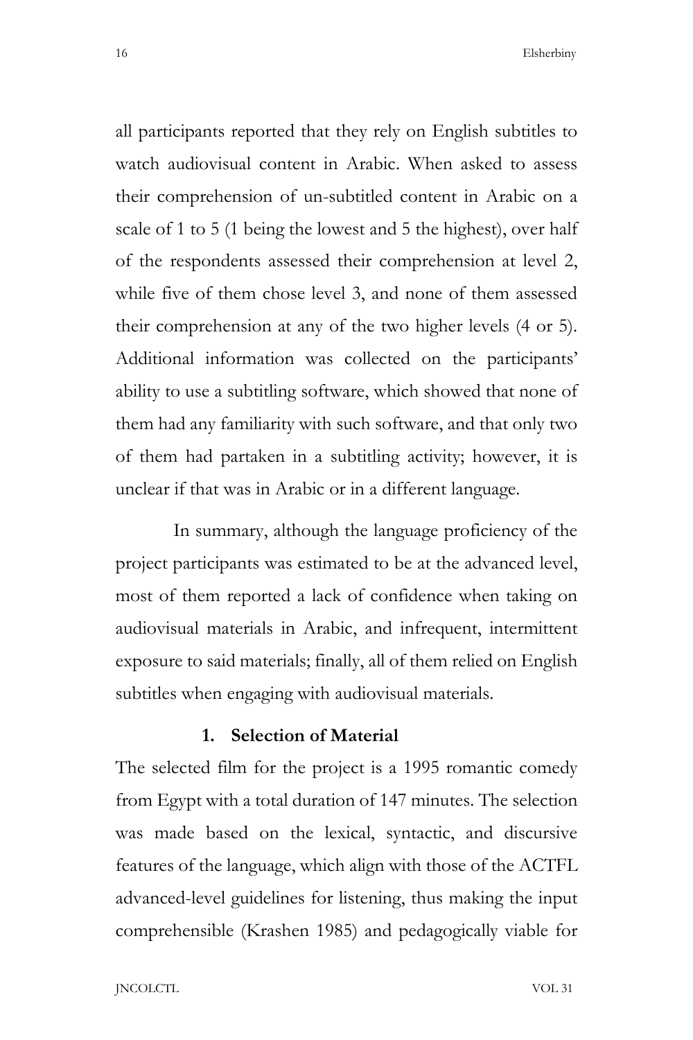all participants reported that they rely on English subtitles to watch audiovisual content in Arabic. When asked to assess their comprehension of un-subtitled content in Arabic on a scale of 1 to 5 (1 being the lowest and 5 the highest), over half of the respondents assessed their comprehension at level 2, while five of them chose level 3, and none of them assessed their comprehension at any of the two higher levels (4 or 5). Additional information was collected on the participants' ability to use a subtitling software, which showed that none of them had any familiarity with such software, and that only two of them had partaken in a subtitling activity; however, it is unclear if that was in Arabic or in a different language.

In summary, although the language proficiency of the project participants was estimated to be at the advanced level, most of them reported a lack of confidence when taking on audiovisual materials in Arabic, and infrequent, intermittent exposure to said materials; finally, all of them relied on English subtitles when engaging with audiovisual materials.

### 1. Selection of Material

The selected film for the project is a 1995 romantic comedy from Egypt with a total duration of 147 minutes. The selection was made based on the lexical, syntactic, and discursive features of the language, which align with those of the ACTFL advanced-level guidelines for listening, thus making the input comprehensible (Krashen 1985) and pedagogically viable for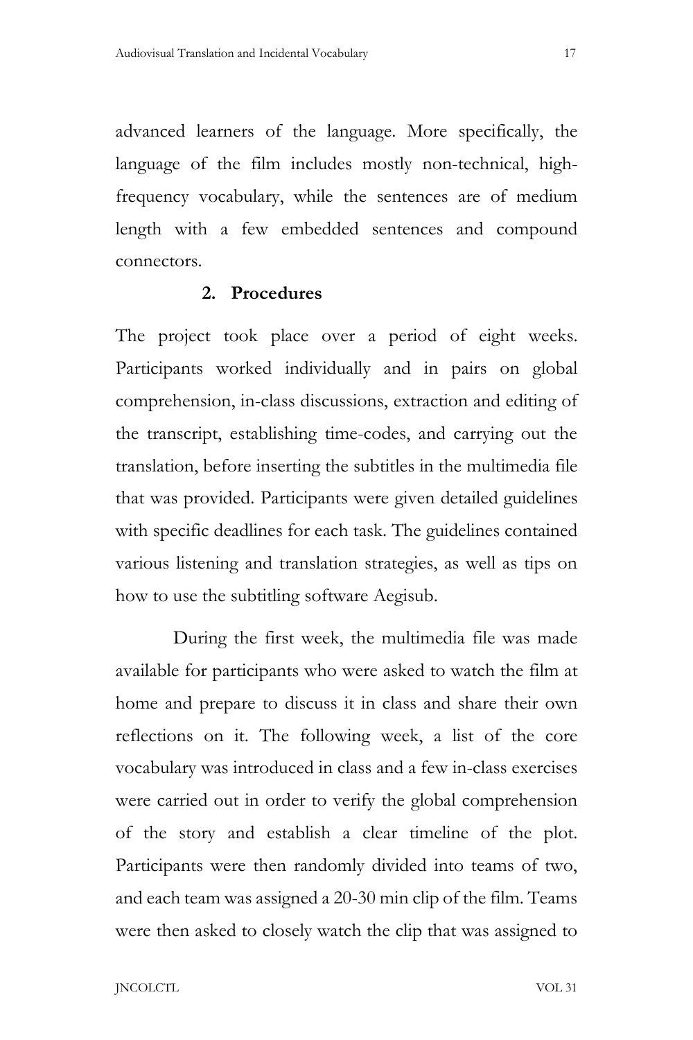advanced learners of the language. More specifically, the language of the film includes mostly non-technical, high-frequency vocabulary, while the sentences are of medium length with a few embedded sentences and compound connectors.

## 2. Procedures

The project took place over a period of eight weeks. Participants worked individually and in pairs on global comprehension, in-class discussions, extraction and editing of the transcript, establishing time-codes, and carrying out the translation, before inserting the subtitles in the multimedia file that was provided. Participants were given detailed guidelines with specific deadlines for each task. The guidelines contained various listening and translation strategies, as well as tips on how to use the subtitling software Aegisub.

During the first week, the multimedia file was made available for participants who were asked to watch the film at home and prepare to discuss it in class and share their own reflections on it. The following week, a list of the core vocabulary was introduced in class and a few in-class exercises were carried out in order to verify the global comprehension of the story and establish a clear timeline of the plot. Participants were then randomly divided into teams of two, and each team was assigned a 20-30 min clip of the film. Teams were then asked to closely watch the clip that was assigned to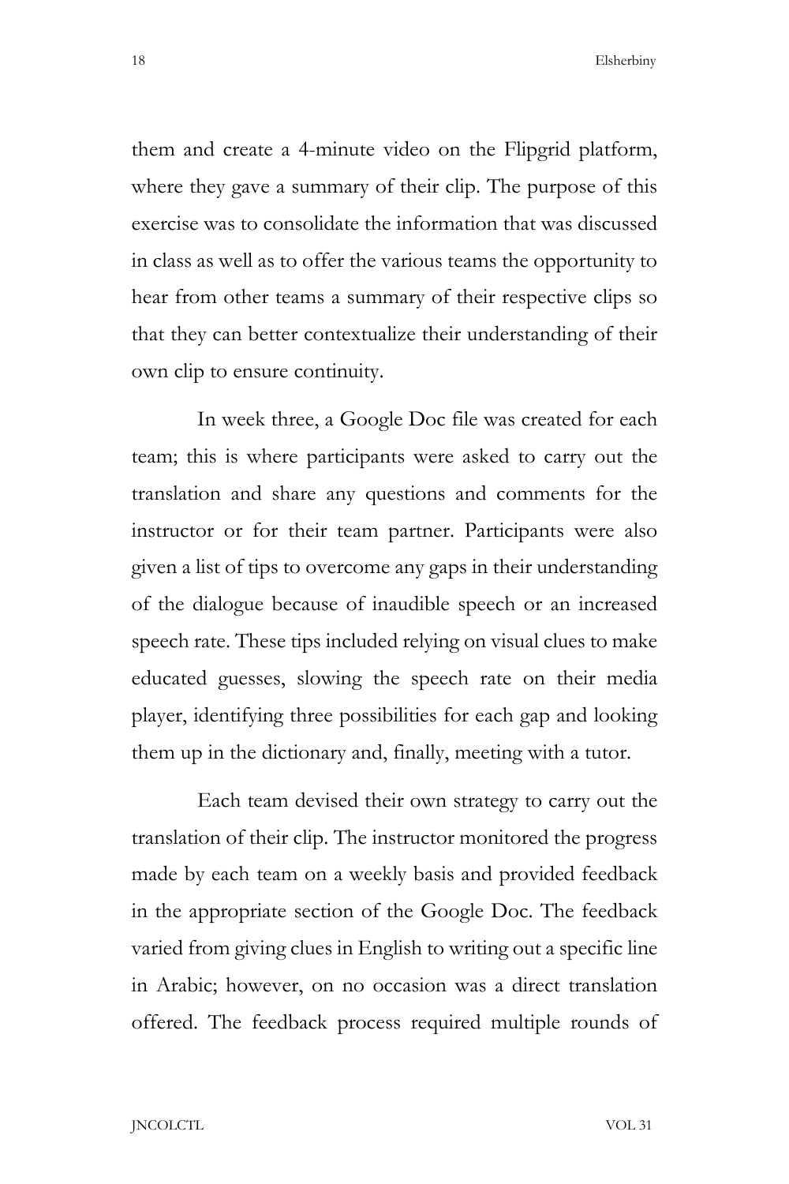them and create a 4-minute video on the Flipgrid platform, where they gave a summary of their clip. The purpose of this exercise was to consolidate the information that was discussed in class as well as to offer the various teams the opportunity to hear from other teams a summary of their respective clips so that they can better contextualize their understanding of their own clip to ensure continuity.

In week three, a Google Doc file was created for each team; this is where participants were asked to carry out the translation and share any questions and comments for the instructor or for their team partner. Participants were also given a list of tips to overcome any gaps in their understanding of the dialogue because of inaudible speech or an increased speech rate. These tips included relying on visual clues to make educated guesses, slowing the speech rate on their media player, identifying three possibilities for each gap and looking them up in the dictionary and, finally, meeting with a tutor.

Each team devised their own strategy to carry out the translation of their clip. The instructor monitored the progress made by each team on a weekly basis and provided feedback in the appropriate section of the Google Doc. The feedback varied from giving clues in English to writing out a specific line in Arabic; however, on no occasion was a direct translation offered. The feedback process required multiple rounds of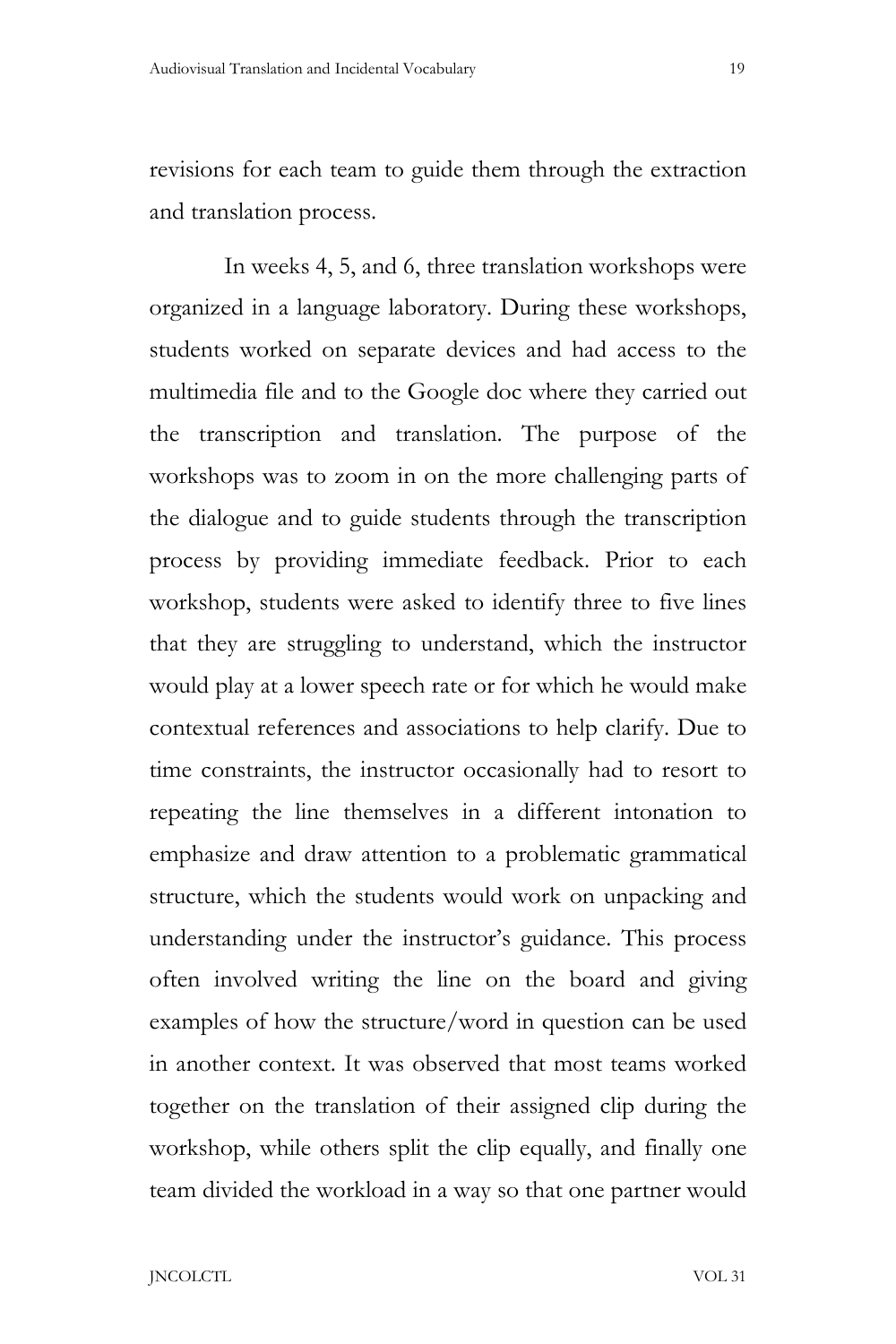revisions for each team to guide them through the extraction and translation process.

In weeks 4, 5, and 6, three translation workshops were organized in a language laboratory. During these workshops, students worked on separate devices and had access to the multimedia file and to the Google doc where they carried out the transcription and translation. The purpose of the workshops was to zoom in on the more challenging parts of the dialogue and to guide students through the transcription process by providing immediate feedback. Prior to each workshop, students were asked to identify three to five lines that they are struggling to understand, which the instructor would play at a lower speech rate or for which he would make contextual references and associations to help clarify. Due to time constraints, the instructor occasionally had to resort to repeating the line themselves in a different intonation to emphasize and draw attention to a problematic grammatical structure, which the students would work on unpacking and understanding under the instructor's guidance. This process often involved writing the line on the board and giving examples of how the structure/word in question can be used in another context. It was observed that most teams worked together on the translation of their assigned clip during the workshop, while others split the clip equally, and finally one team divided the workload in a way so that one partner would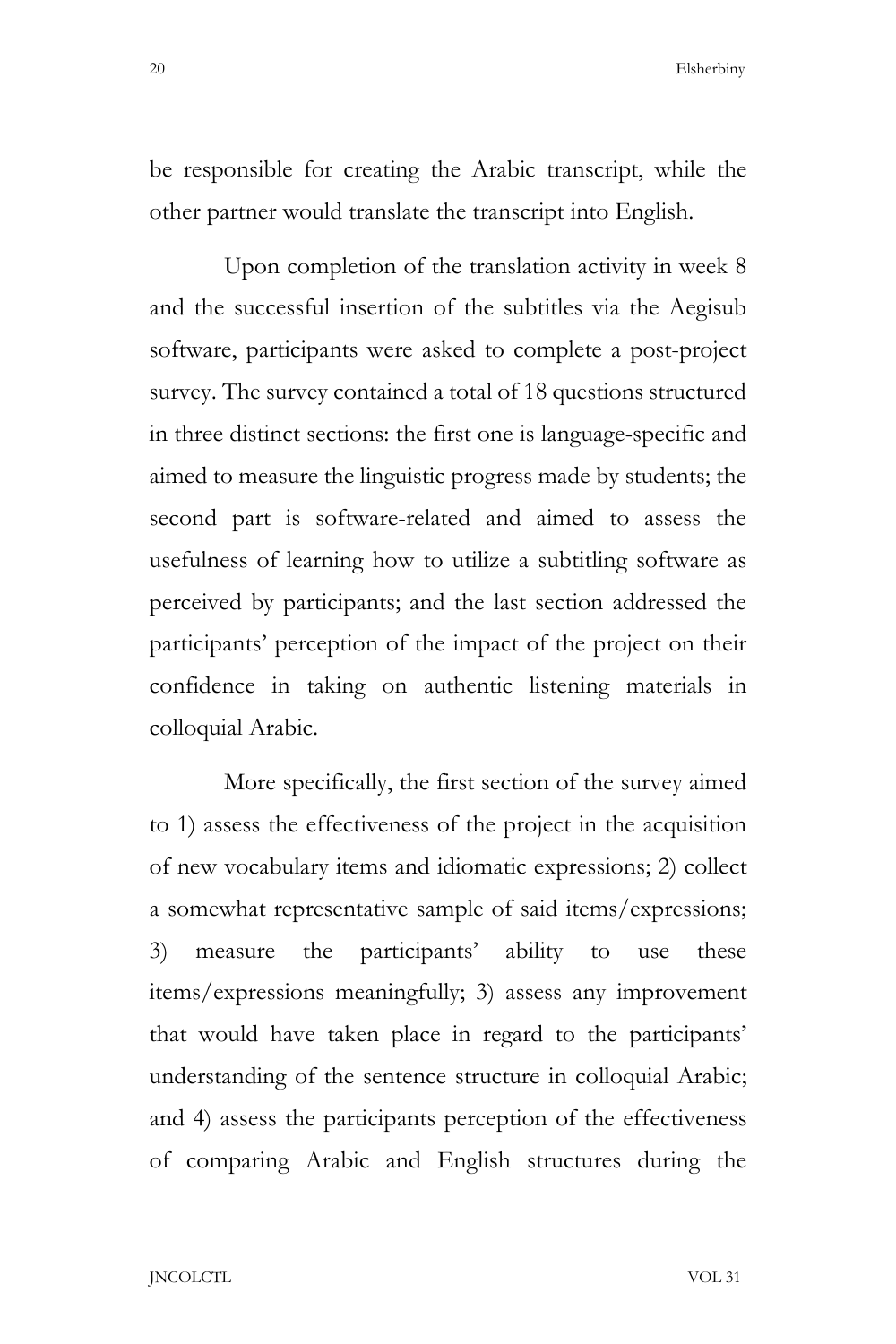be responsible for creating the Arabic transcript, while the other partner would translate the transcript into English.

Upon completion of the translation activity in week 8 and the successful insertion of the subtitles via the Aegisub software, participants were asked to complete a post-project survey. The survey contained a total of 18 questions structured in three distinct sections: the first one is language-specific and aimed to measure the linguistic progress made by students; the second part is software-related and aimed to assess the usefulness of learning how to utilize a subtitling software as perceived by participants; and the last section addressed the participants' perception of the impact of the project on their confidence in taking on authentic listening materials in colloquial Arabic.

More specifically, the first section of the survey aimed to 1) assess the effectiveness of the project in the acquisition of new vocabulary items and idiomatic expressions; 2) collect a somewhat representative sample of said items/expressions; 3) measure the participants' ability to use these items/expressions meaningfully; 3) assess any improvement that would have taken place in regard to the participants' understanding of the sentence structure in colloquial Arabic; and 4) assess the participants perception of the effectiveness of comparing Arabic and English structures during the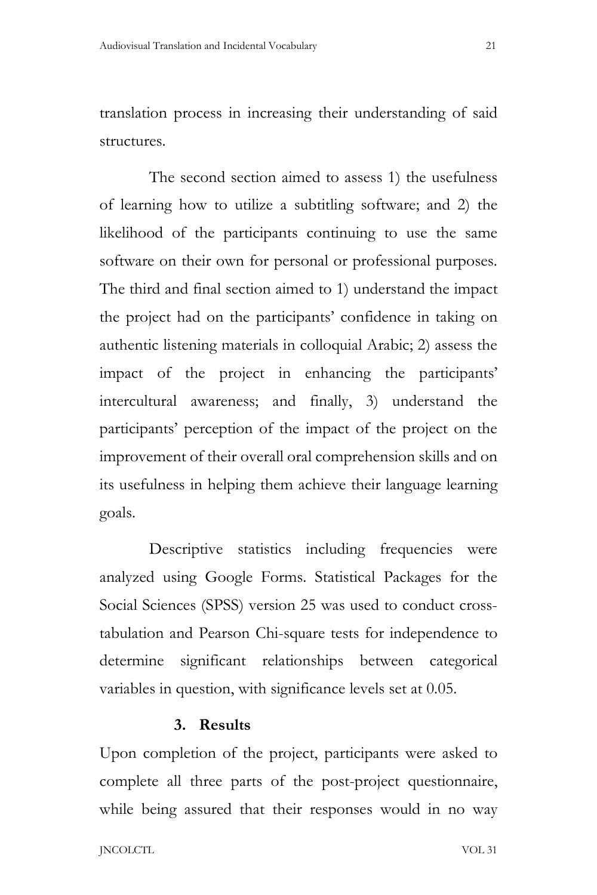translation process in increasing their understanding of said structures.

The second section aimed to assess 1) the usefulness of learning how to utilize a subtitling software; and 2) the likelihood of the participants continuing to use the same software on their own for personal or professional purposes. The third and final section aimed to 1) understand the impact the project had on the participants' confidence in taking on authentic listening materials in colloquial Arabic; 2) assess the impact of the project in enhancing the participants' intercultural awareness; and finally, 3) understand the participants' perception of the impact of the project on the improvement of their overall oral comprehension skills and on its usefulness in helping them achieve their language learning goals.

Descriptive statistics including frequencies were analyzed using Google Forms. Statistical Packages for the Social Sciences (SPSS) version 25 was used to conduct cross-tabulation and Pearson Chi-square tests for independence to determine significant relationships between categorical variables in question, with significance levels set at 0.05.

## 3. Results

Upon completion of the project, participants were asked to complete all three parts of the post-project questionnaire, while being assured that their responses would in no way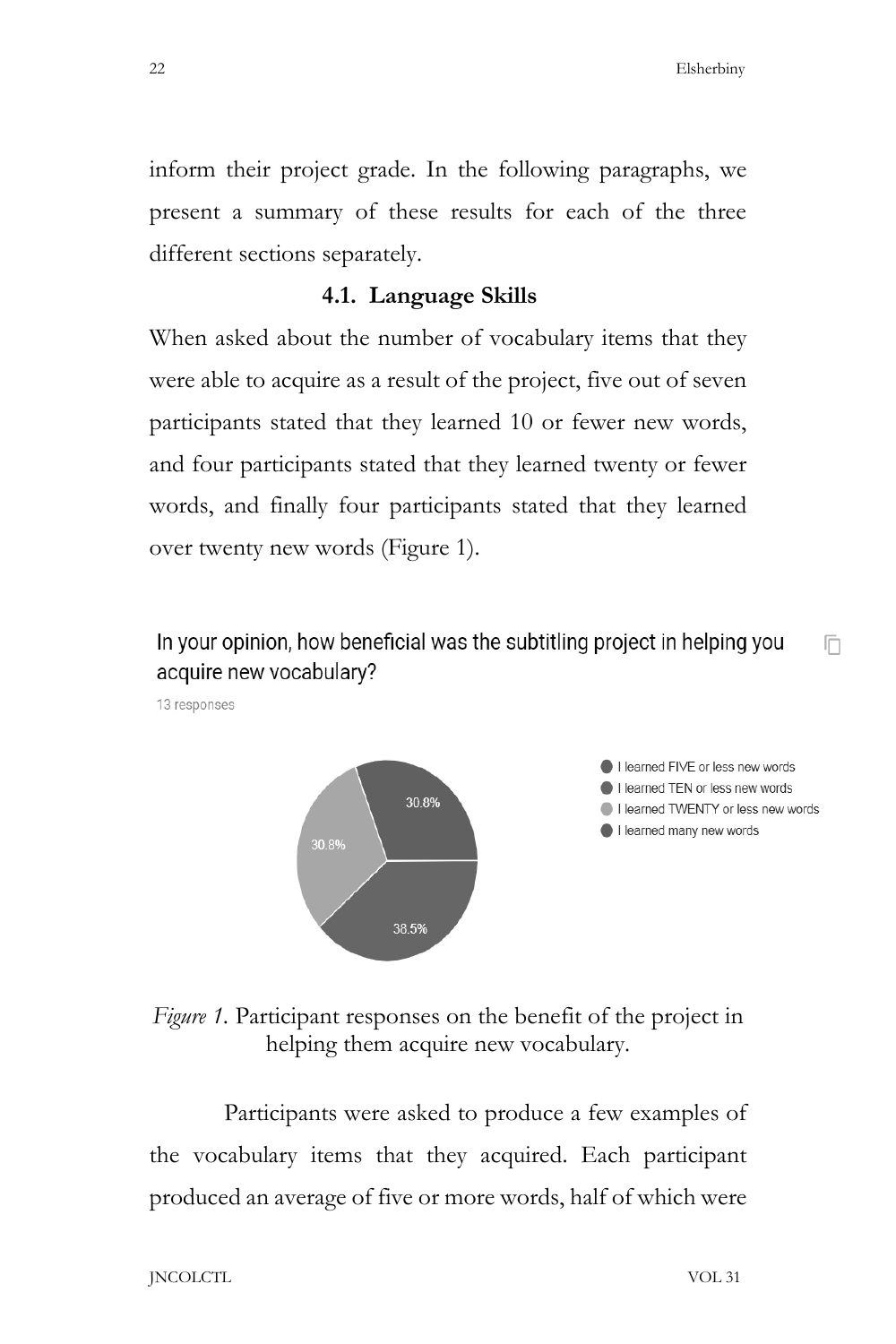inform their project grade. In the following paragraphs, we present a summary of these results for each of the three different sections separately.

### 4.1. Language Skills

When asked about the number of vocabulary items that they were able to acquire as a result of the project, five out of seven participants stated that they learned 10 or fewer new words, and four participants stated that they learned twenty or fewer words, and finally four participants stated that they learned over twenty new words (Figure 1).

In your opinion, how beneficial was the subtitling project in helping you acquire new vocabulary?

13 responses

- I learned FIVE or less new words
- I learned TEN or less new words
- I learned TWENTY or less new words
- I learned many new words

30.8%
30.8%
38.5%

*Figure 1.* Participant responses on the benefit of the project in helping them acquire new vocabulary.

Participants were asked to produce a few examples of the vocabulary items that they acquired. Each participant produced an average of five or more words, half of which were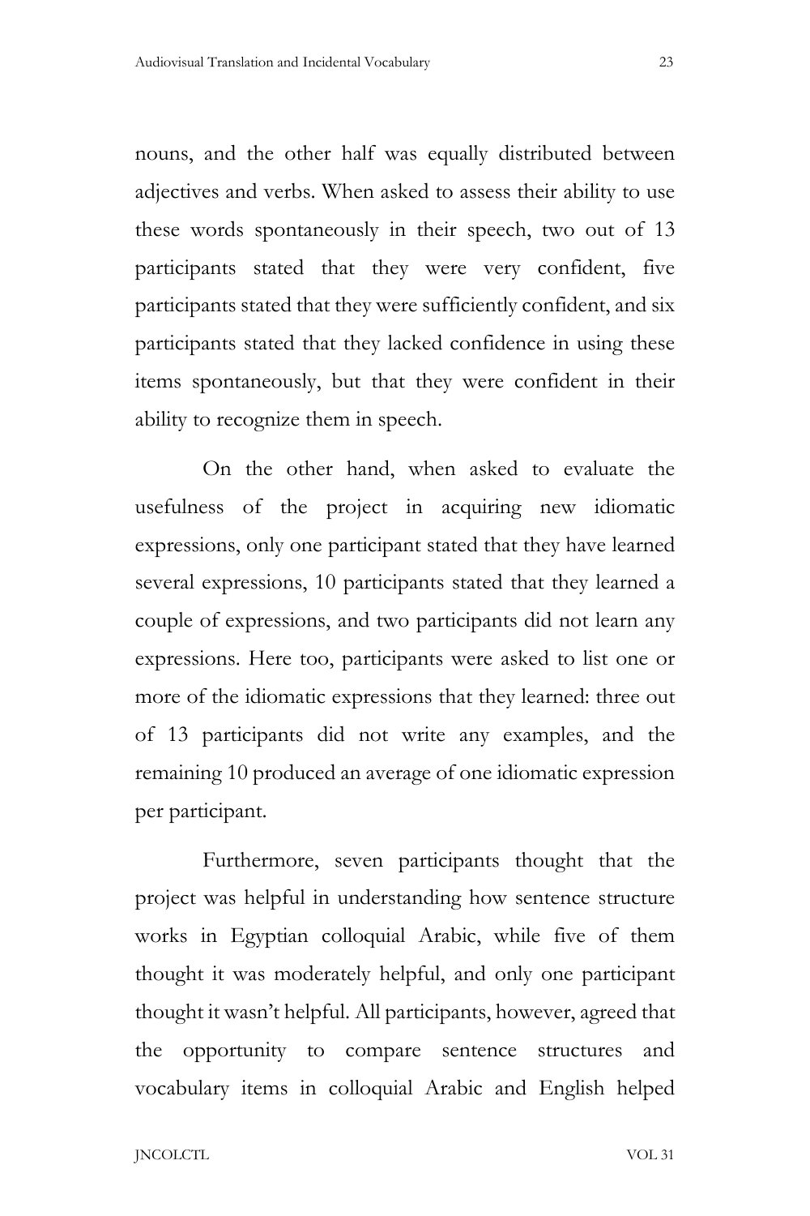nouns, and the other half was equally distributed between adjectives and verbs. When asked to assess their ability to use these words spontaneously in their speech, two out of 13 participants stated that they were very confident, five participants stated that they were sufficiently confident, and six participants stated that they lacked confidence in using these items spontaneously, but that they were confident in their ability to recognize them in speech.

On the other hand, when asked to evaluate the usefulness of the project in acquiring new idiomatic expressions, only one participant stated that they have learned several expressions, 10 participants stated that they learned a couple of expressions, and two participants did not learn any expressions. Here too, participants were asked to list one or more of the idiomatic expressions that they learned: three out of 13 participants did not write any examples, and the remaining 10 produced an average of one idiomatic expression per participant.

Furthermore, seven participants thought that the project was helpful in understanding how sentence structure works in Egyptian colloquial Arabic, while five of them thought it was moderately helpful, and only one participant thought it wasn't helpful. All participants, however, agreed that the opportunity to compare sentence structures and vocabulary items in colloquial Arabic and English helped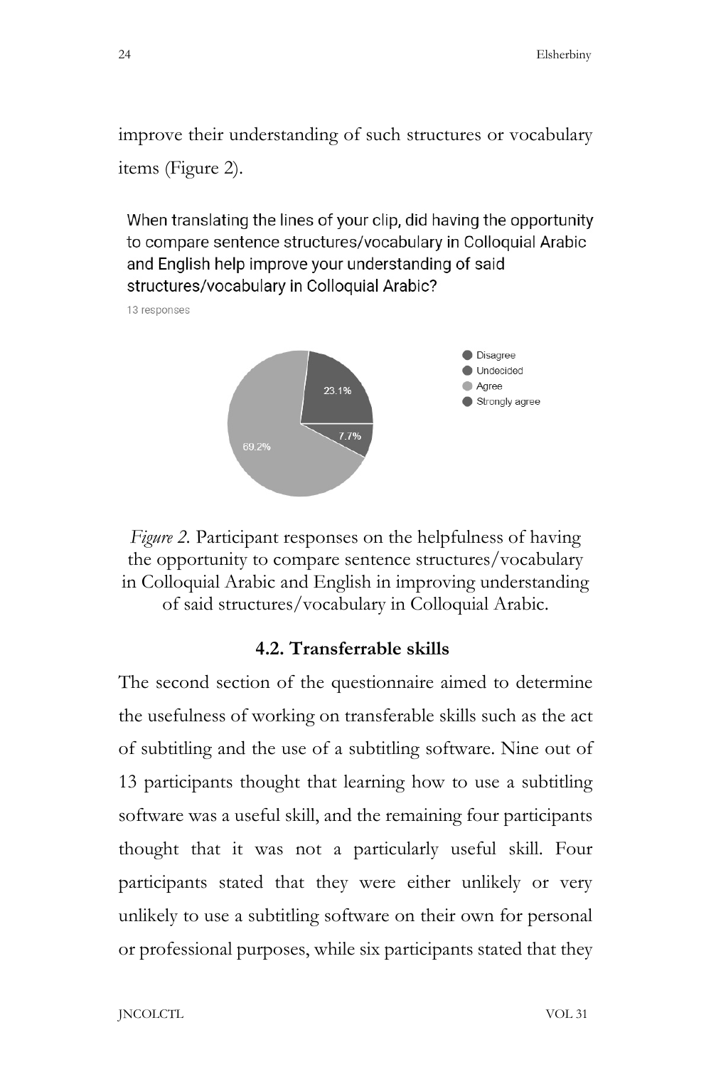improve their understanding of such structures or vocabulary items (Figure 2).

When translating the lines of your clip, did having the opportunity to compare sentence structures/vocabulary in Colloquial Arabic and English help improve your understanding of said structures/vocabulary in Colloquial Arabic?

13 responses

- Disagree
- Undecided
- Agree
- Strongly agree

23.1%

7.7%

69.2%

*Figure 2.* Participant responses on the helpfulness of having the opportunity to compare sentence structures/vocabulary in Colloquial Arabic and English in improving understanding of said structures/vocabulary in Colloquial Arabic.

### 4.2. Transferrable skills

The second section of the questionnaire aimed to determine the usefulness of working on transferable skills such as the act of subtitling and the use of a subtitling software. Nine out of 13 participants thought that learning how to use a subtitling software was a useful skill, and the remaining four participants thought that it was not a particularly useful skill. Four participants stated that they were either unlikely or very unlikely to use a subtitling software on their own for personal or professional purposes, while six participants stated that they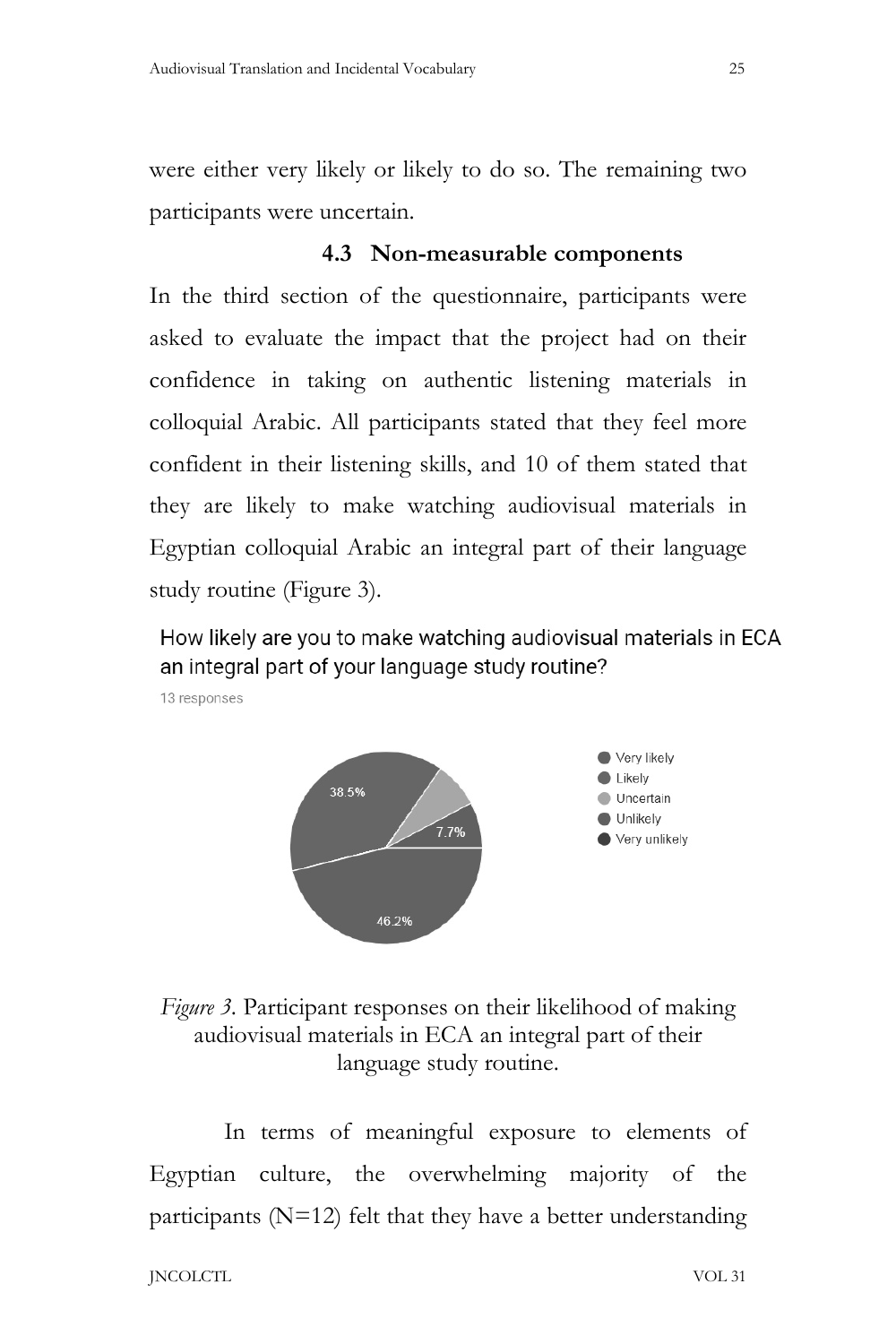were either very likely or likely to do so. The remaining two participants were uncertain.

### 4.3 Non-measurable components

In the third section of the questionnaire, participants were asked to evaluate the impact that the project had on their confidence in taking on authentic listening materials in colloquial Arabic. All participants stated that they feel more confident in their listening skills, and 10 of them stated that they are likely to make watching audiovisual materials in Egyptian colloquial Arabic an integral part of their language study routine (Figure 3).

How likely are you to make watching audiovisual materials in ECA an integral part of your language study routine?

13 responses

| Response | Percentage |
|---|---|
| Very likely | 38.5% |
| Likely | 46.2% |
| Uncertain | 7.7% |
| Unlikely | 7.7% |
| Very unlikely | |

*Figure 3.* Participant responses on their likelihood of making audiovisual materials in ECA an integral part of their language study routine.

In terms of meaningful exposure to elements of Egyptian culture, the overwhelming majority of the participants (N=12) felt that they have a better understanding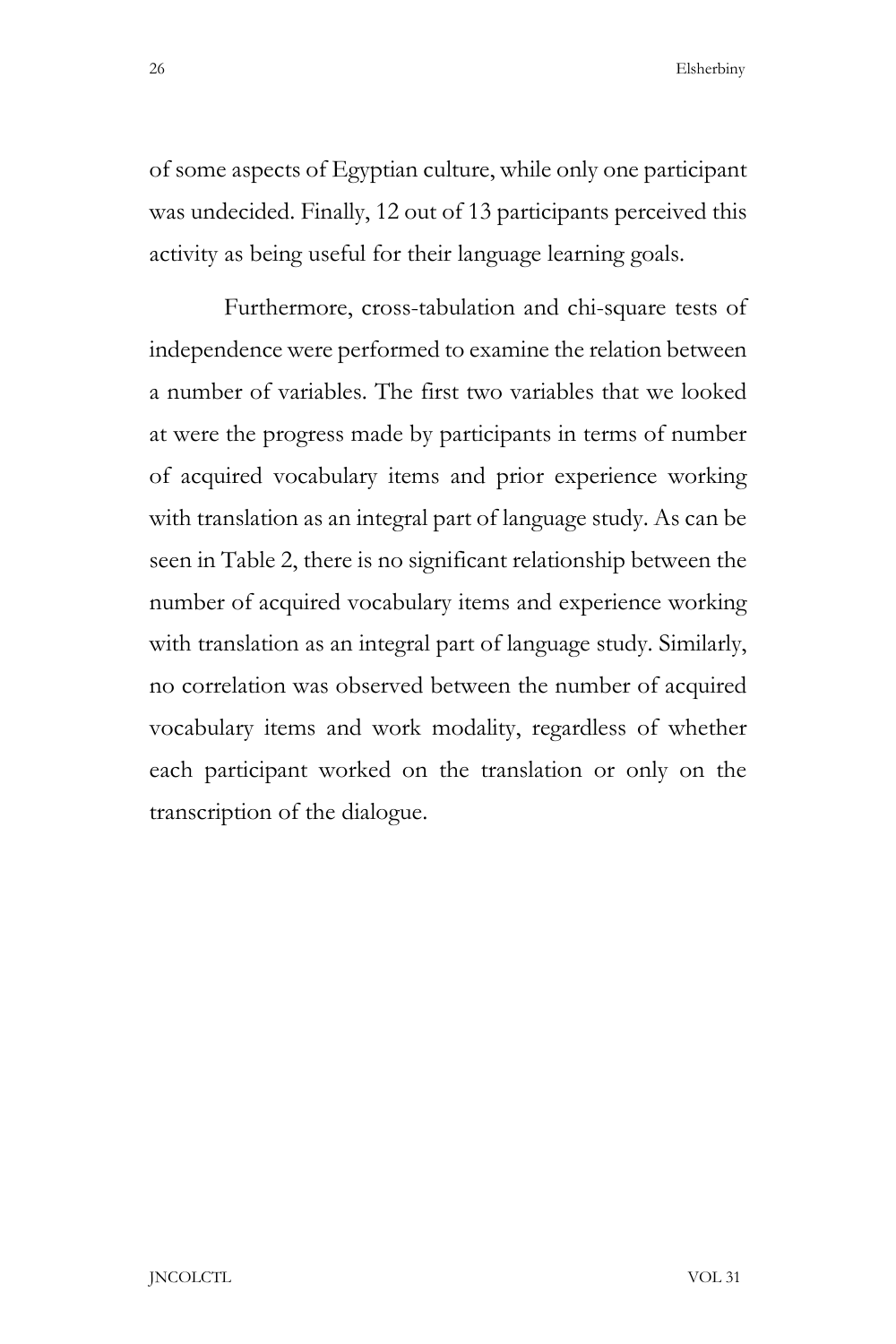of some aspects of Egyptian culture, while only one participant was undecided. Finally, 12 out of 13 participants perceived this activity as being useful for their language learning goals.

Furthermore, cross-tabulation and chi-square tests of independence were performed to examine the relation between a number of variables. The first two variables that we looked at were the progress made by participants in terms of number of acquired vocabulary items and prior experience working with translation as an integral part of language study. As can be seen in Table 2, there is no significant relationship between the number of acquired vocabulary items and experience working with translation as an integral part of language study. Similarly, no correlation was observed between the number of acquired vocabulary items and work modality, regardless of whether each participant worked on the translation or only on the transcription of the dialogue.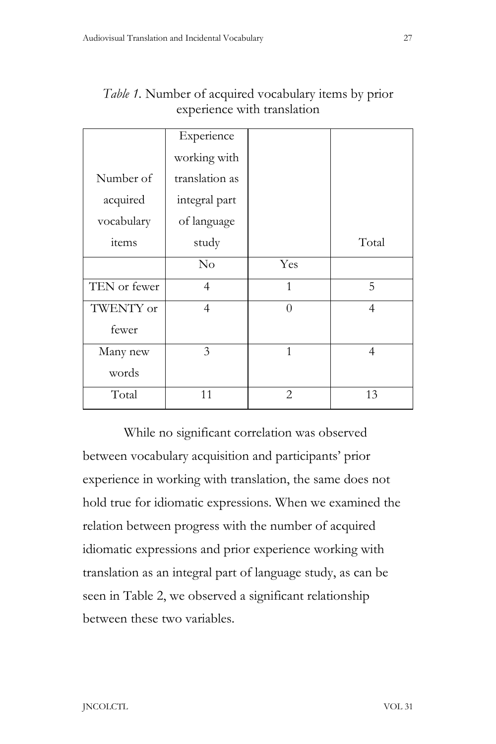*Table 1*. Number of acquired vocabulary items by prior experience with translation

| Number of acquired vocabulary items | Experience working with translation as integral part of language study | | Total |
|---|---|---|---|
| | No | Yes | |
| TEN or fewer | 4 | 1 | 5 |
| TWENTY or fewer | 4 | 0 | 4 |
| Many new words | 3 | 1 | 4 |
| Total | 11 | 2 | 13 |

While no significant correlation was observed between vocabulary acquisition and participants' prior experience in working with translation, the same does not hold true for idiomatic expressions. When we examined the relation between progress with the number of acquired idiomatic expressions and prior experience working with translation as an integral part of language study, as can be seen in Table 2, we observed a significant relationship between these two variables.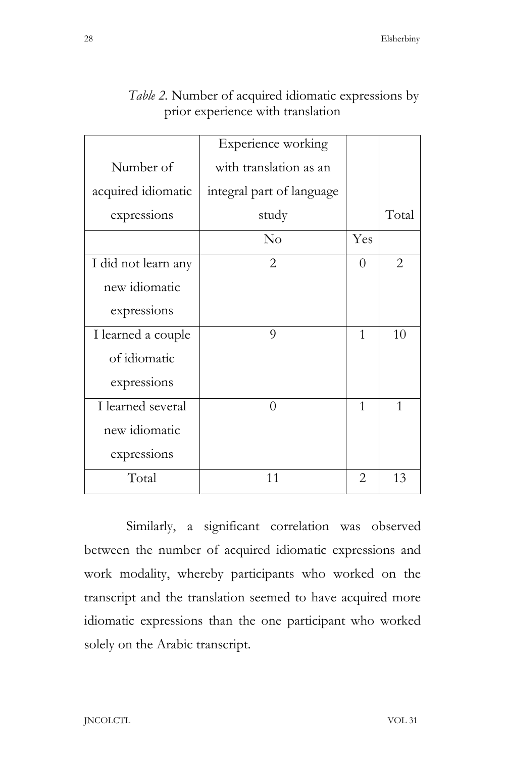*Table 2.* Number of acquired idiomatic expressions by prior experience with translation

| Number of acquired idiomatic expressions | Experience working with translation as an integral part of language study | | Total |
|---|---|---|---|
| | No | Yes | |
| I did not learn any new idiomatic expressions | 2 | 0 | 2 |
| I learned a couple of idiomatic expressions | 9 | 1 | 10 |
| I learned several new idiomatic expressions | 0 | 1 | 1 |
| Total | 11 | 2 | 13 |

Similarly, a significant correlation was observed between the number of acquired idiomatic expressions and work modality, whereby participants who worked on the transcript and the translation seemed to have acquired more idiomatic expressions than the one participant who worked solely on the Arabic transcript.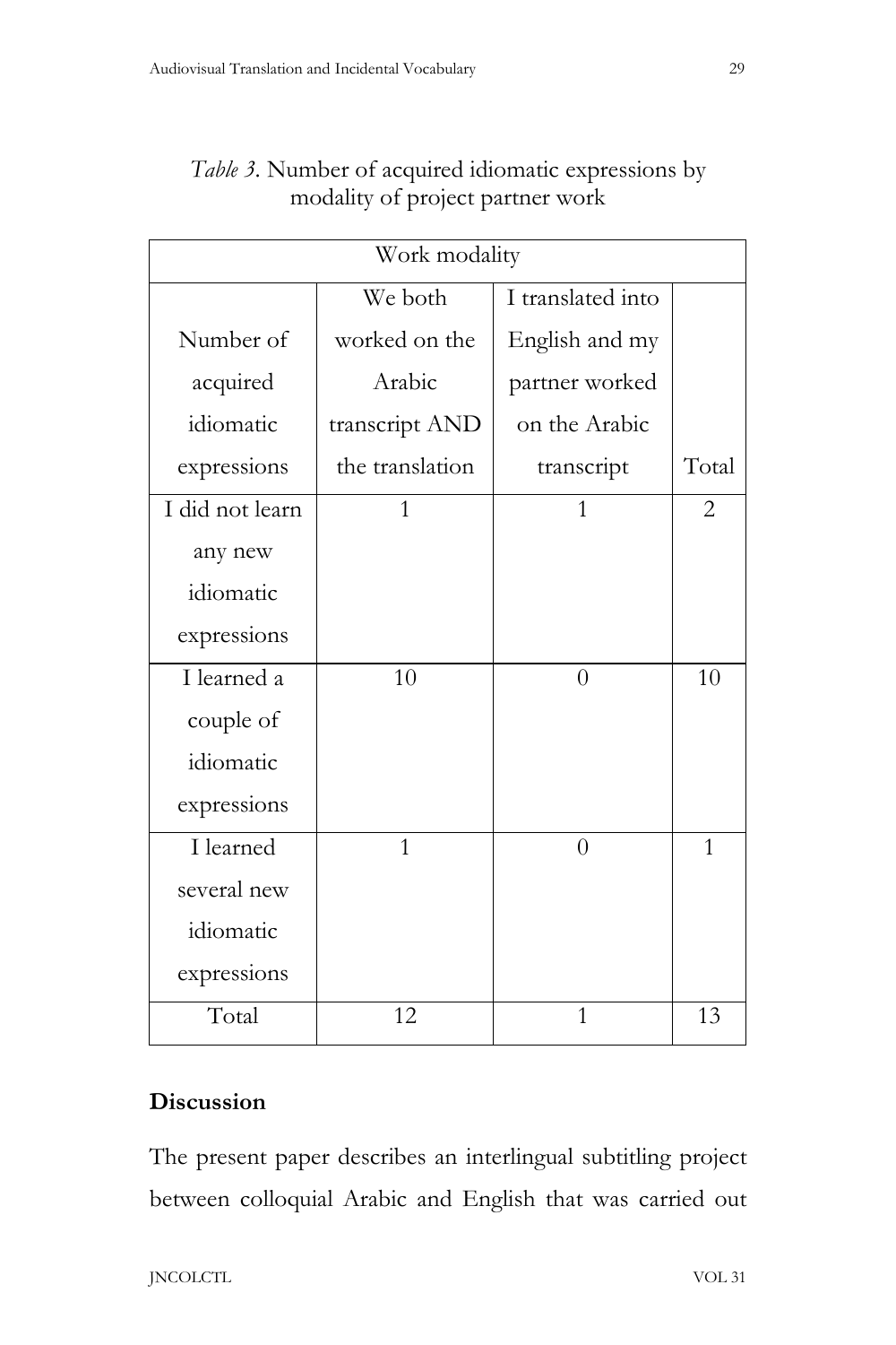*Table 3*. Number of acquired idiomatic expressions by modality of project partner work

| | Work modality | | |
|---|---|---|---|
| Number of acquired idiomatic expressions | We both worked on the Arabic transcript AND the translation | I translated into English and my partner worked on the Arabic transcript | Total |
| I did not learn any new idiomatic expressions | 1 | 1 | 2 |
| I learned a couple of idiomatic expressions | 10 | 0 | 10 |
| I learned several new idiomatic expressions | 1 | 0 | 1 |
| Total | 12 | 1 | 13 |

## Discussion

The present paper describes an interlingual subtitling project between colloquial Arabic and English that was carried out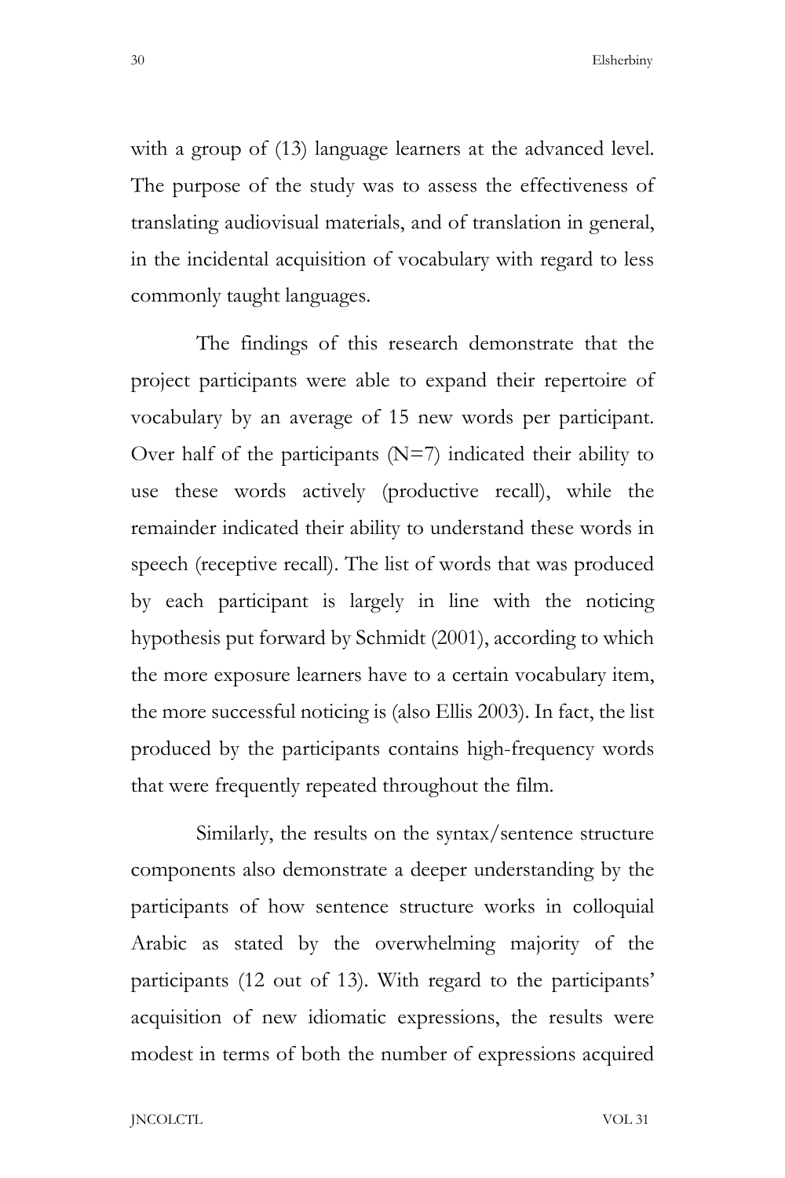with a group of (13) language learners at the advanced level. The purpose of the study was to assess the effectiveness of translating audiovisual materials, and of translation in general, in the incidental acquisition of vocabulary with regard to less commonly taught languages.

The findings of this research demonstrate that the project participants were able to expand their repertoire of vocabulary by an average of 15 new words per participant. Over half of the participants (N=7) indicated their ability to use these words actively (productive recall), while the remainder indicated their ability to understand these words in speech (receptive recall). The list of words that was produced by each participant is largely in line with the noticing hypothesis put forward by Schmidt (2001), according to which the more exposure learners have to a certain vocabulary item, the more successful noticing is (also Ellis 2003). In fact, the list produced by the participants contains high-frequency words that were frequently repeated throughout the film.

Similarly, the results on the syntax/sentence structure components also demonstrate a deeper understanding by the participants of how sentence structure works in colloquial Arabic as stated by the overwhelming majority of the participants (12 out of 13). With regard to the participants' acquisition of new idiomatic expressions, the results were modest in terms of both the number of expressions acquired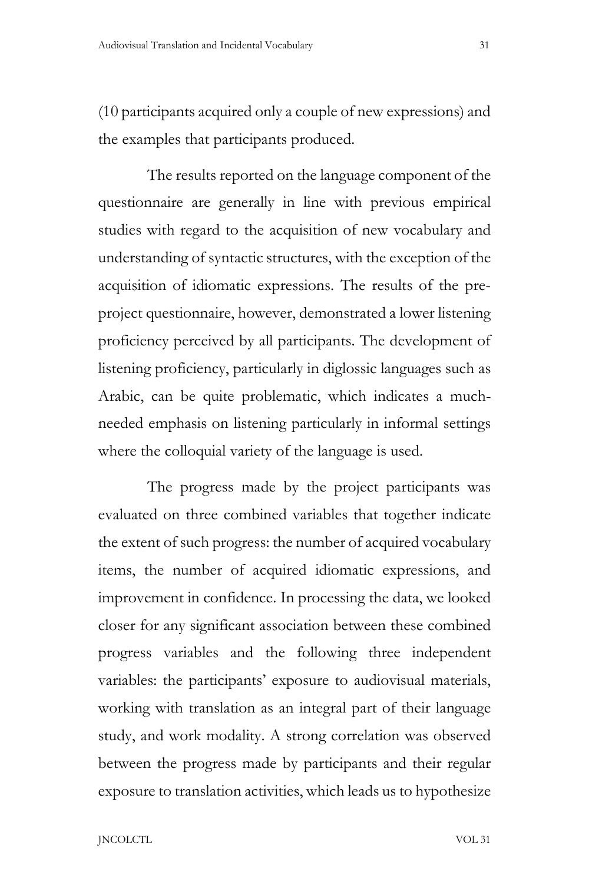(10 participants acquired only a couple of new expressions) and the examples that participants produced.

The results reported on the language component of the questionnaire are generally in line with previous empirical studies with regard to the acquisition of new vocabulary and understanding of syntactic structures, with the exception of the acquisition of idiomatic expressions. The results of the pre-project questionnaire, however, demonstrated a lower listening proficiency perceived by all participants. The development of listening proficiency, particularly in diglossic languages such as Arabic, can be quite problematic, which indicates a much-needed emphasis on listening particularly in informal settings where the colloquial variety of the language is used.

The progress made by the project participants was evaluated on three combined variables that together indicate the extent of such progress: the number of acquired vocabulary items, the number of acquired idiomatic expressions, and improvement in confidence. In processing the data, we looked closer for any significant association between these combined progress variables and the following three independent variables: the participants' exposure to audiovisual materials, working with translation as an integral part of their language study, and work modality. A strong correlation was observed between the progress made by participants and their regular exposure to translation activities, which leads us to hypothesize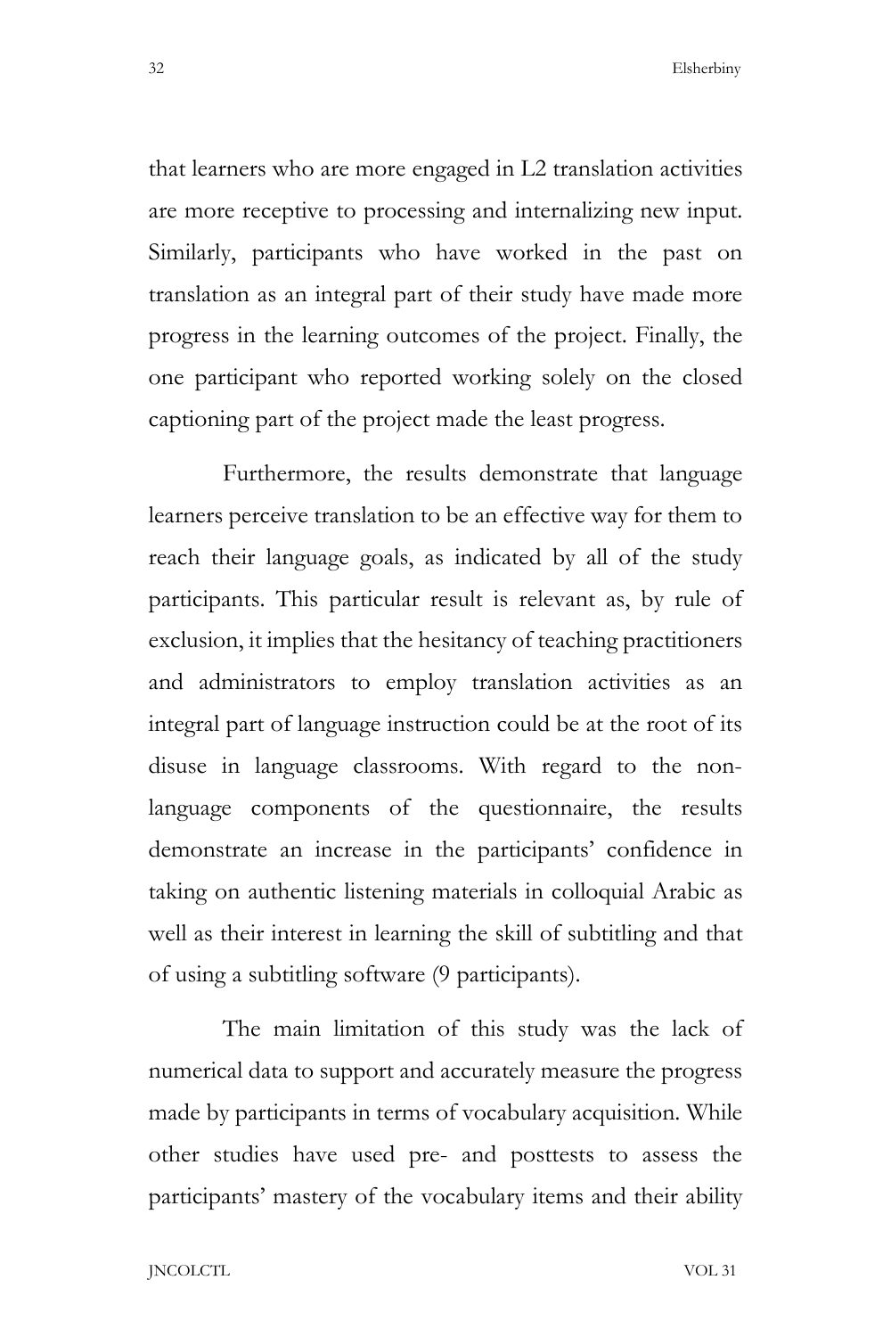that learners who are more engaged in L2 translation activities are more receptive to processing and internalizing new input. Similarly, participants who have worked in the past on translation as an integral part of their study have made more progress in the learning outcomes of the project. Finally, the one participant who reported working solely on the closed captioning part of the project made the least progress.

Furthermore, the results demonstrate that language learners perceive translation to be an effective way for them to reach their language goals, as indicated by all of the study participants. This particular result is relevant as, by rule of exclusion, it implies that the hesitancy of teaching practitioners and administrators to employ translation activities as an integral part of language instruction could be at the root of its disuse in language classrooms. With regard to the non-language components of the questionnaire, the results demonstrate an increase in the participants' confidence in taking on authentic listening materials in colloquial Arabic as well as their interest in learning the skill of subtitling and that of using a subtitling software (9 participants).

The main limitation of this study was the lack of numerical data to support and accurately measure the progress made by participants in terms of vocabulary acquisition. While other studies have used pre- and posttests to assess the participants' mastery of the vocabulary items and their ability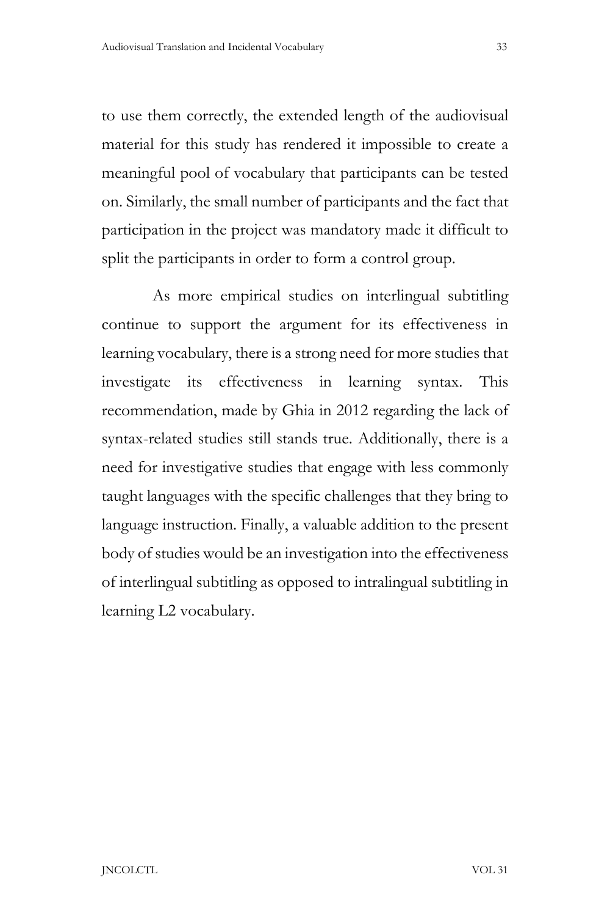to use them correctly, the extended length of the audiovisual material for this study has rendered it impossible to create a meaningful pool of vocabulary that participants can be tested on. Similarly, the small number of participants and the fact that participation in the project was mandatory made it difficult to split the participants in order to form a control group.

As more empirical studies on interlingual subtitling continue to support the argument for its effectiveness in learning vocabulary, there is a strong need for more studies that investigate its effectiveness in learning syntax. This recommendation, made by Ghia in 2012 regarding the lack of syntax-related studies still stands true. Additionally, there is a need for investigative studies that engage with less commonly taught languages with the specific challenges that they bring to language instruction. Finally, a valuable addition to the present body of studies would be an investigation into the effectiveness of interlingual subtitling as opposed to intralingual subtitling in learning L2 vocabulary.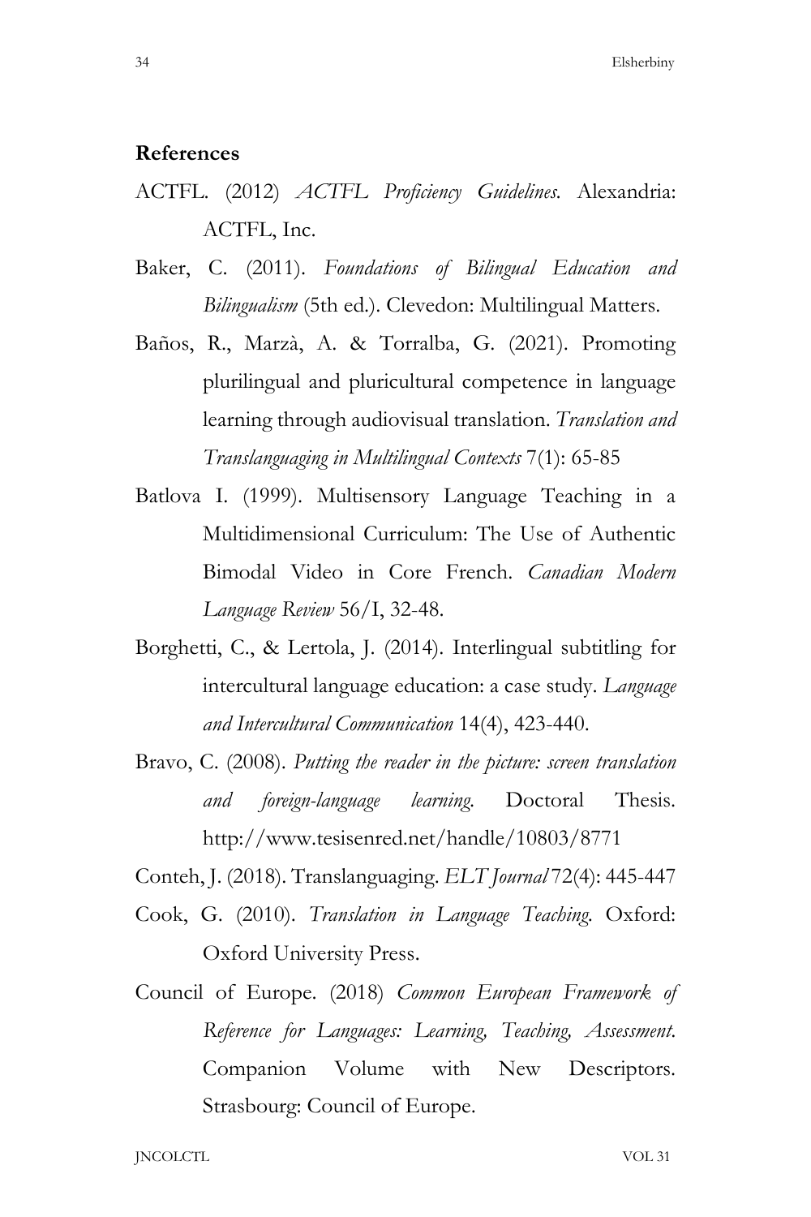**References**

ACTFL. (2012) *ACTFL Proficiency Guidelines.* Alexandria: ACTFL, Inc.

Baker, C. (2011). *Foundations of Bilingual Education and Bilingualism* (5th ed.). Clevedon: Multilingual Matters.

Baños, R., Marzà, A. & Torralba, G. (2021). Promoting plurilingual and pluricultural competence in language learning through audiovisual translation. *Translation and Translanguaging in Multilingual Contexts* 7(1): 65-85

Batlova I. (1999). Multisensory Language Teaching in a Multidimensional Curriculum: The Use of Authentic Bimodal Video in Core French. *Canadian Modern Language Review* 56/I, 32-48.

Borghetti, C., & Lertola, J. (2014). Interlingual subtitling for intercultural language education: a case study. *Language and Intercultural Communication* 14(4), 423-440.

Bravo, C. (2008). *Putting the reader in the picture: screen translation and foreign-language learning.* Doctoral Thesis. http://www.tesisenred.net/handle/10803/8771

Conteh, J. (2018). Translanguaging. *ELT Journal* 72(4): 445-447

Cook, G. (2010). *Translation in Language Teaching.* Oxford: Oxford University Press.

Council of Europe. (2018) *Common European Framework of Reference for Languages: Learning, Teaching, Assessment.* Companion Volume with New Descriptors. Strasbourg: Council of Europe.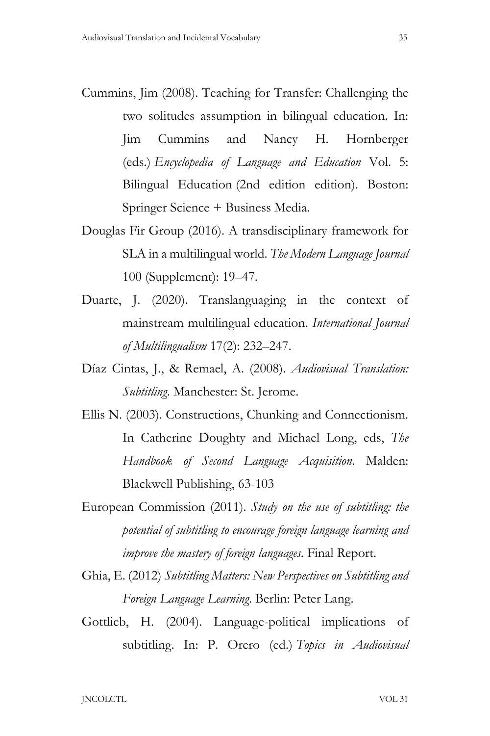Cummins, Jim (2008). Teaching for Transfer: Challenging the two solitudes assumption in bilingual education. In: Jim Cummins and Nancy H. Hornberger (eds.) *Encyclopedia of Language and Education* Vol. 5: Bilingual Education (2nd edition edition). Boston: Springer Science + Business Media.

Douglas Fir Group (2016). A transdisciplinary framework for SLA in a multilingual world. *The Modern Language Journal* 100 (Supplement): 19–47.

Duarte, J. (2020). Translanguaging in the context of mainstream multilingual education. *International Journal of Multilingualism* 17(2): 232–247.

Díaz Cintas, J., & Remael, A. (2008). *Audiovisual Translation: Subtitling*. Manchester: St. Jerome.

Ellis N. (2003). Constructions, Chunking and Connectionism. In Catherine Doughty and Michael Long, eds, *The Handbook of Second Language Acquisition*. Malden: Blackwell Publishing, 63-103

European Commission (2011). *Study on the use of subtitling: the potential of subtitling to encourage foreign language learning and improve the mastery of foreign languages*. Final Report.

Ghia, E. (2012) *Subtitling Matters: New Perspectives on Subtitling and Foreign Language Learning*. Berlin: Peter Lang.

Gottlieb, H. (2004). Language-political implications of subtitling. In: P. Orero (ed.) *Topics in Audiovisual*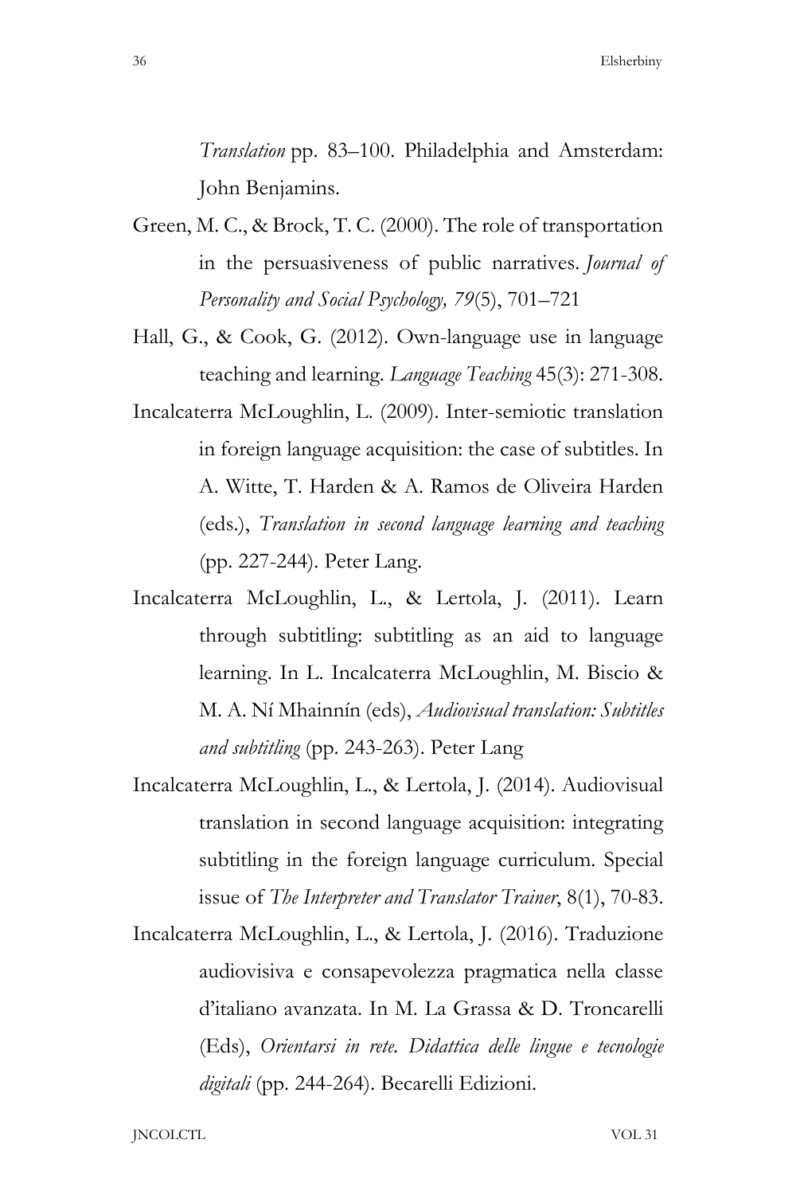*Translation* pp. 83–100. Philadelphia and Amsterdam: John Benjamins.

Green, M. C., & Brock, T. C. (2000). The role of transportation in the persuasiveness of public narratives. *Journal of Personality and Social Psychology, 79*(5), 701–721

Hall, G., & Cook, G. (2012). Own-language use in language teaching and learning. *Language Teaching* 45(3): 271-308.

Incalcaterra McLoughlin, L. (2009). Inter-semiotic translation in foreign language acquisition: the case of subtitles. In A. Witte, T. Harden & A. Ramos de Oliveira Harden (eds.), *Translation in second language learning and teaching* (pp. 227-244). Peter Lang.

Incalcaterra McLoughlin, L., & Lertola, J. (2011). Learn through subtitling: subtitling as an aid to language learning. In L. Incalcaterra McLoughlin, M. Biscio & M. A. Ní Mhainnín (eds), *Audiovisual translation: Subtitles and subtitling* (pp. 243-263). Peter Lang

Incalcaterra McLoughlin, L., & Lertola, J. (2014). Audiovisual translation in second language acquisition: integrating subtitling in the foreign language curriculum. Special issue of *The Interpreter and Translator Trainer*, 8(1), 70-83.

Incalcaterra McLoughlin, L., & Lertola, J. (2016). Traduzione audiovisiva e consapevolezza pragmatica nella classe d'italiano avanzata. In M. La Grassa & D. Troncarelli (Eds), *Orientarsi in rete. Didattica delle lingue e tecnologie digitali* (pp. 244-264). Becarelli Edizioni.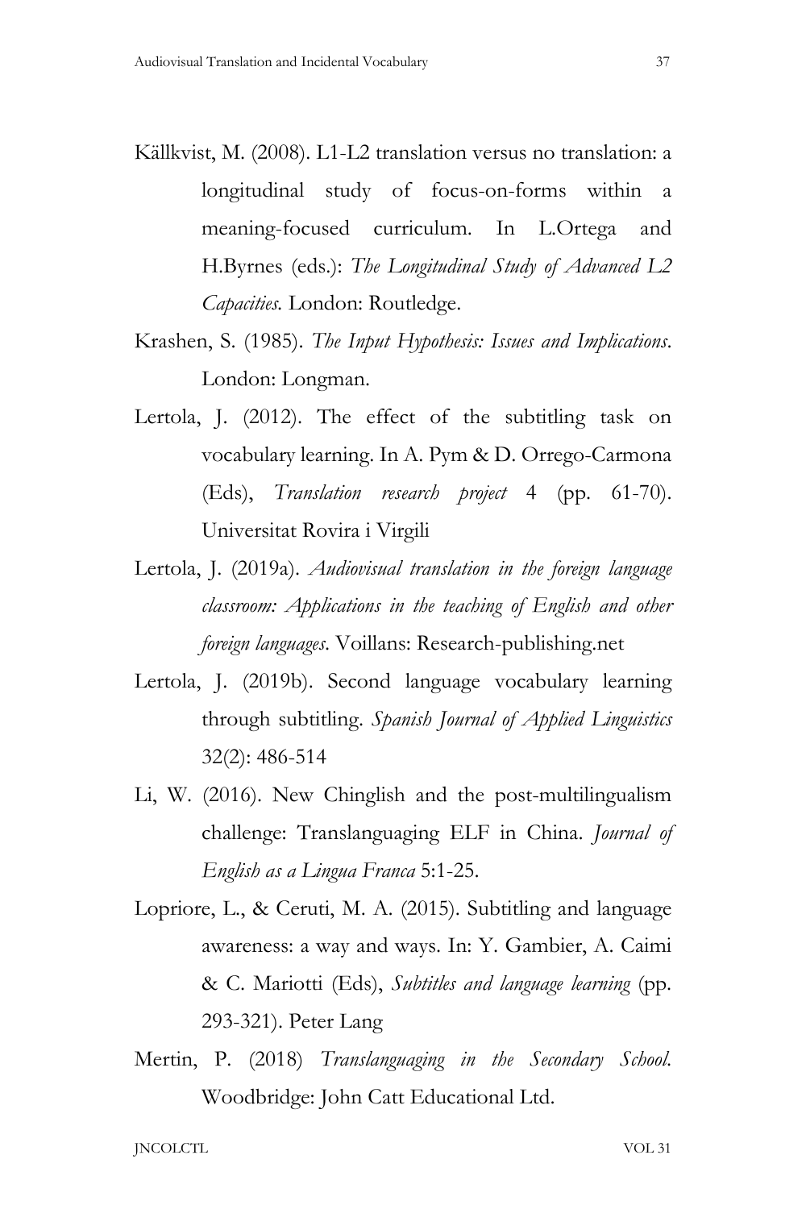Källkvist, M. (2008). L1-L2 translation versus no translation: a longitudinal study of focus-on-forms within a meaning-focused curriculum. In L.Ortega and H.Byrnes (eds.): *The Longitudinal Study of Advanced L2 Capacities.* London: Routledge.

Krashen, S. (1985). *The Input Hypothesis: Issues and Implications*. London: Longman.

Lertola, J. (2012). The effect of the subtitling task on vocabulary learning. In A. Pym & D. Orrego-Carmona (Eds), *Translation research project* 4 (pp. 61-70). Universitat Rovira i Virgili

Lertola, J. (2019a). *Audiovisual translation in the foreign language classroom: Applications in the teaching of English and other foreign languages*. Voillans: Research-publishing.net

Lertola, J. (2019b). Second language vocabulary learning through subtitling. *Spanish Journal of Applied Linguistics* 32(2): 486-514

Li, W. (2016). New Chinglish and the post-multilingualism challenge: Translanguaging ELF in China. *Journal of English as a Lingua Franca* 5:1-25.

Lopriore, L., & Ceruti, M. A. (2015). Subtitling and language awareness: a way and ways. In: Y. Gambier, A. Caimi & C. Mariotti (Eds), *Subtitles and language learning* (pp. 293-321). Peter Lang

Mertin, P. (2018) *Translanguaging in the Secondary School.* Woodbridge: John Catt Educational Ltd.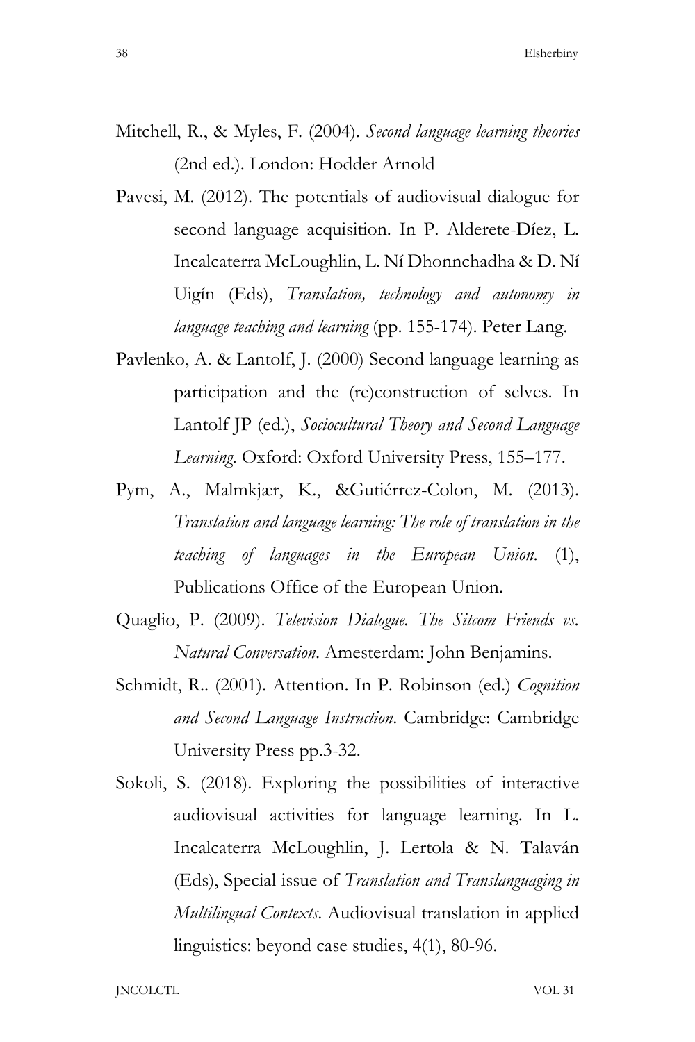Mitchell, R., & Myles, F. (2004). *Second language learning theories* (2nd ed.). London: Hodder Arnold

Pavesi, M. (2012). The potentials of audiovisual dialogue for second language acquisition. In P. Alderete-Díez, L. Incalcaterra McLoughlin, L. Ní Dhonnchadha & D. Ní Uigín (Eds), *Translation, technology and autonomy in language teaching and learning* (pp. 155-174). Peter Lang.

Pavlenko, A. & Lantolf, J. (2000) Second language learning as participation and the (re)construction of selves. In Lantolf JP (ed.), *Sociocultural Theory and Second Language Learning*. Oxford: Oxford University Press, 155–177.

Pym, A., Malmkjær, K., &Gutiérrez-Colon, M. (2013). *Translation and language learning: The role of translation in the teaching of languages in the European Union.* (1), Publications Office of the European Union.

Quaglio, P. (2009). *Television Dialogue. The Sitcom Friends vs. Natural Conversation*. Amesterdam: John Benjamins.

Schmidt, R.. (2001). Attention. In P. Robinson (ed.) *Cognition and Second Language Instruction*. Cambridge: Cambridge University Press pp.3-32.

Sokoli, S. (2018). Exploring the possibilities of interactive audiovisual activities for language learning. In L. Incalcaterra McLoughlin, J. Lertola & N. Talaván (Eds), Special issue of *Translation and Translanguaging in Multilingual Contexts*. Audiovisual translation in applied linguistics: beyond case studies, 4(1), 80-96.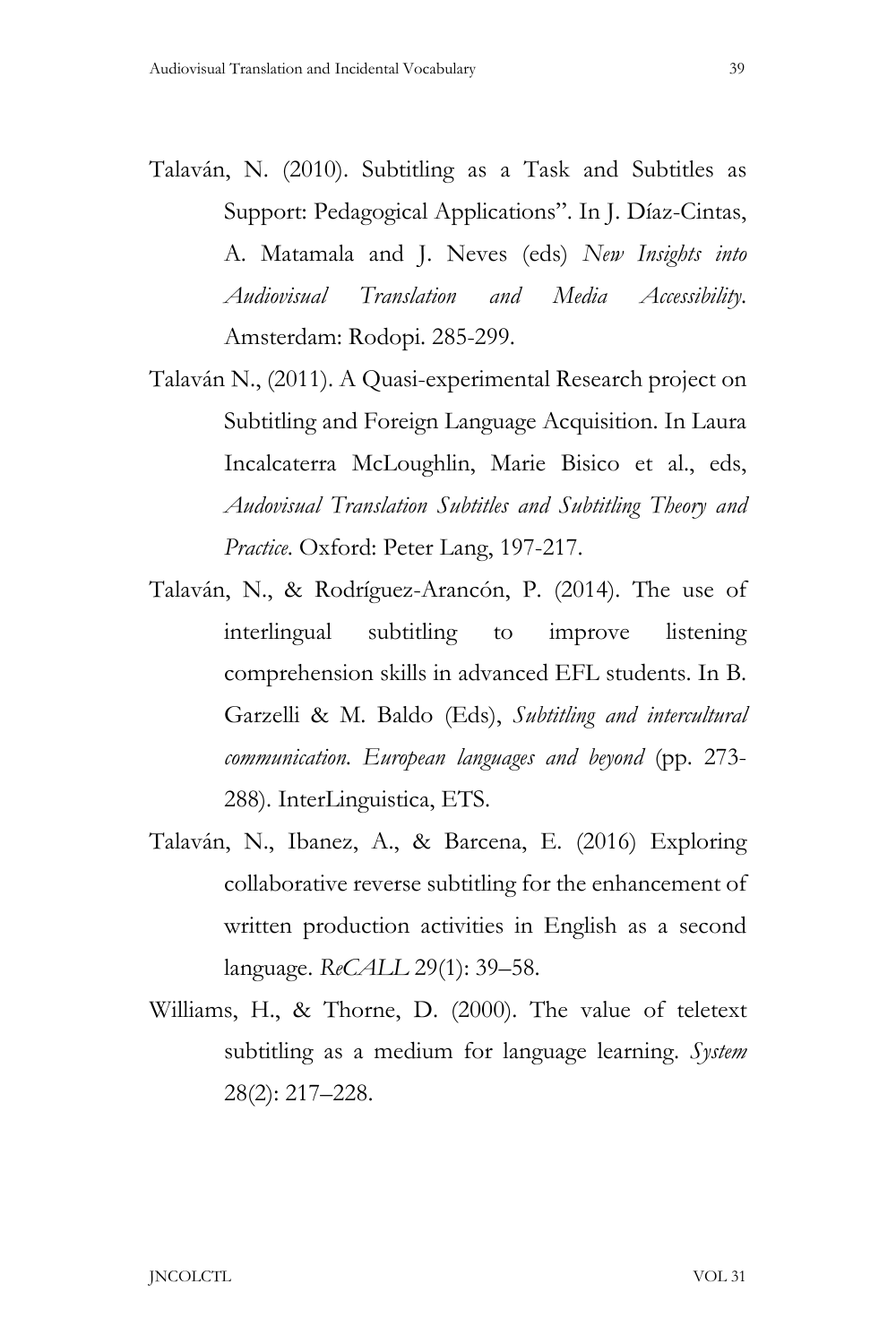Talaván, N. (2010). Subtitling as a Task and Subtitles as Support: Pedagogical Applications". In J. Díaz-Cintas, A. Matamala and J. Neves (eds) *New Insights into Audiovisual Translation and Media Accessibility*. Amsterdam: Rodopi. 285-299.

Talaván N., (2011). A Quasi-experimental Research project on Subtitling and Foreign Language Acquisition. In Laura Incalcaterra McLoughlin, Marie Bisico et al., eds, *Audovisual Translation Subtitles and Subtitling Theory and Practice*. Oxford: Peter Lang, 197-217.

Talaván, N., & Rodríguez-Arancón, P. (2014). The use of interlingual subtitling to improve listening comprehension skills in advanced EFL students. In B. Garzelli & M. Baldo (Eds), *Subtitling and intercultural communication. European languages and beyond* (pp. 273-288). InterLinguistica, ETS.

Talaván, N., Ibanez, A., & Barcena, E. (2016) Exploring collaborative reverse subtitling for the enhancement of written production activities in English as a second language. *ReCALL* 29(1): 39–58.

Williams, H., & Thorne, D. (2000). The value of teletext subtitling as a medium for language learning. *System* 28(2): 217–228.